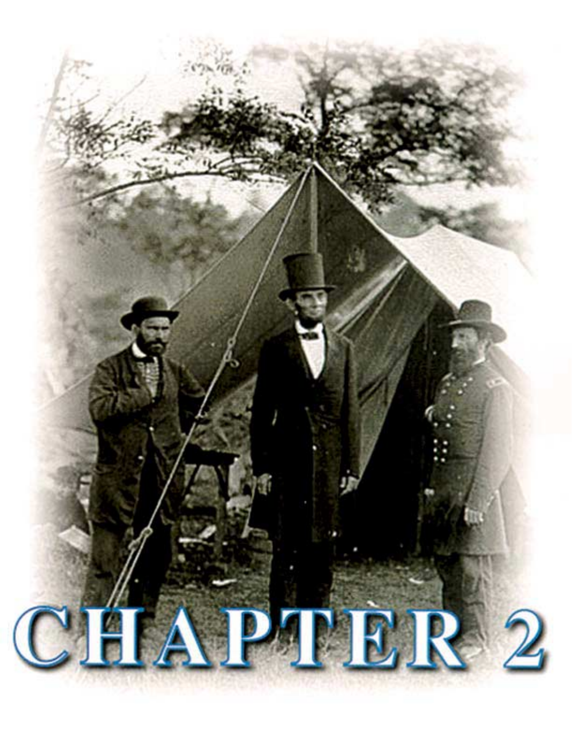# CHAPTER 2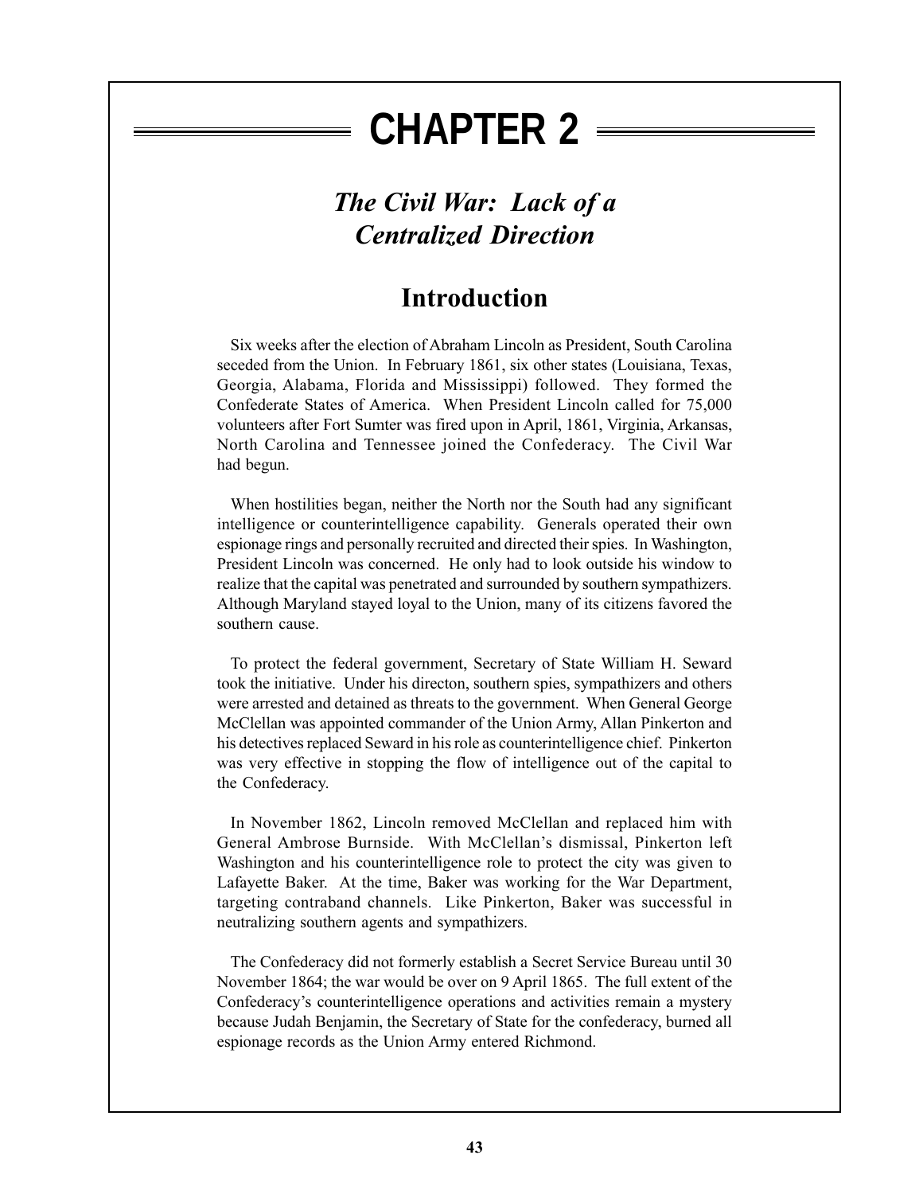# CHAPTER 2

## *The Civil War: Lack of a Centralized Direction*

## Introduction

Six weeks after the election of Abraham Lincoln as President, South Carolina seceded from the Union. In February 1861, six other states (Louisiana, Texas, Georgia, Alabama, Florida and Mississippi) followed. They formed the Confederate States of America. When President Lincoln called for 75,000 volunteers after Fort Sumter was fired upon in April, 1861, Virginia, Arkansas, North Carolina and Tennessee joined the Confederacy. The Civil War had begun.

When hostilities began, neither the North nor the South had any significant intelligence or counterintelligence capability. Generals operated their own espionage rings and personally recruited and directed their spies. In Washington, President Lincoln was concerned. He only had to look outside his window to realize that the capital was penetrated and surrounded by southern sympathizers. Although Maryland stayed loyal to the Union, many of its citizens favored the southern cause.

To protect the federal government, Secretary of State William H. Seward took the initiative. Under his directon, southern spies, sympathizers and others were arrested and detained as threats to the government. When General George McClellan was appointed commander of the Union Army, Allan Pinkerton and his detectives replaced Seward in his role as counterintelligence chief. Pinkerton was very effective in stopping the flow of intelligence out of the capital to the Confederacy.

In November 1862, Lincoln removed McClellan and replaced him with General Ambrose Burnside. With McClellan's dismissal, Pinkerton left Washington and his counterintelligence role to protect the city was given to Lafayette Baker. At the time, Baker was working for the War Department, targeting contraband channels. Like Pinkerton, Baker was successful in neutralizing southern agents and sympathizers.

The Confederacy did not formerly establish a Secret Service Bureau until 30 November 1864; the war would be over on 9 April 1865. The full extent of the Confederacy's counterintelligence operations and activities remain a mystery because Judah Benjamin, the Secretary of State for the confederacy, burned all espionage records as the Union Army entered Richmond.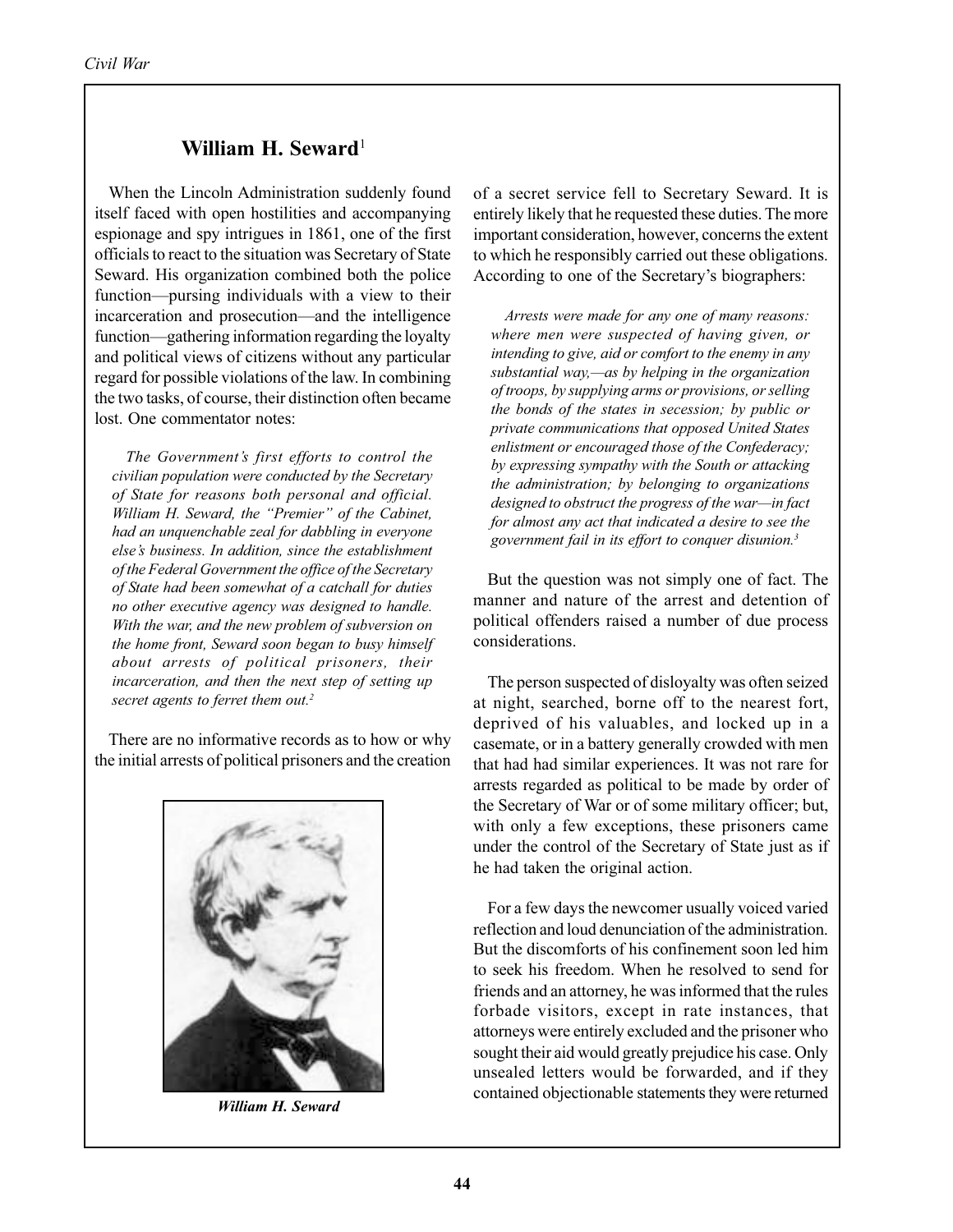## William H. Seward[1]

When the Lincoln Administration suddenly found itself faced with open hostilities and accompanying espionage and spy intrigues in 1861, one of the first officials to react to the situation was Secretary of State Seward. His organization combined both the police function—pursing individuals with a view to their incarceration and prosecution—and the intelligence function—gathering information regarding the loyalty and political views of citizens without any particular regard for possible violations of the law. In combining the two tasks, of course, their distinction often became lost. One commentator notes:

> *The Government's first efforts to control the civilian population were conducted by the Secretary of State for reasons both personal and official. William H. Seward, the "Premier" of the Cabinet, had an unquenchable zeal for dabbling in everyone else's business. In addition, since the establishment of the Federal Government the office of the Secretary of State had been somewhat of a catchall for duties no other executive agency was designed to handle. With the war, and the new problem of subversion on the home front, Seward soon began to busy himself about arrests of political prisoners, their incarceration, and then the next step of setting up secret agents to ferret them out.*[2]

There are no informative records as to how or why the initial arrests of political prisoners and the creation of a secret service fell to Secretary Seward. It is entirely likely that he requested these duties. The more important consideration, however, concerns the extent to which he responsibly carried out these obligations. According to one of the Secretary's biographers:

> *Arrests were made for any one of many reasons: where men were suspected of having given, or intending to give, aid or comfort to the enemy in any substantial way,—as by helping in the organization of troops, by supplying arms or provisions, or selling the bonds of the states in secession; by public or private communications that opposed United States enlistment or encouraged those of the Confederacy; by expressing sympathy with the South or attacking the administration; by belonging to organizations designed to obstruct the progress of the war—in fact for almost any act that indicated a desire to see the government fail in its effort to conquer disunion.*[3]

But the question was not simply one of fact. The manner and nature of the arrest and detention of political offenders raised a number of due process considerations.

The person suspected of disloyalty was often seized at night, searched, borne off to the nearest fort, deprived of his valuables, and locked up in a casemate, or in a battery generally crowded with men that had had similar experiences. It was not rare for arrests regarded as political to be made by order of the Secretary of War or of some military officer; but, with only a few exceptions, these prisoners came under the control of the Secretary of State just as if he had taken the original action.

For a few days the newcomer usually voiced varied reflection and loud denunciation of the administration. But the discomforts of his confinement soon led him to seek his freedom. When he resolved to send for friends and an attorney, he was informed that the rules forbade visitors, except in rate instances, that attorneys were entirely excluded and the prisoner who sought their aid would greatly prejudice his case. Only unsealed letters would be forwarded, and if they contained objectionable statements they were returned

***William H. Seward***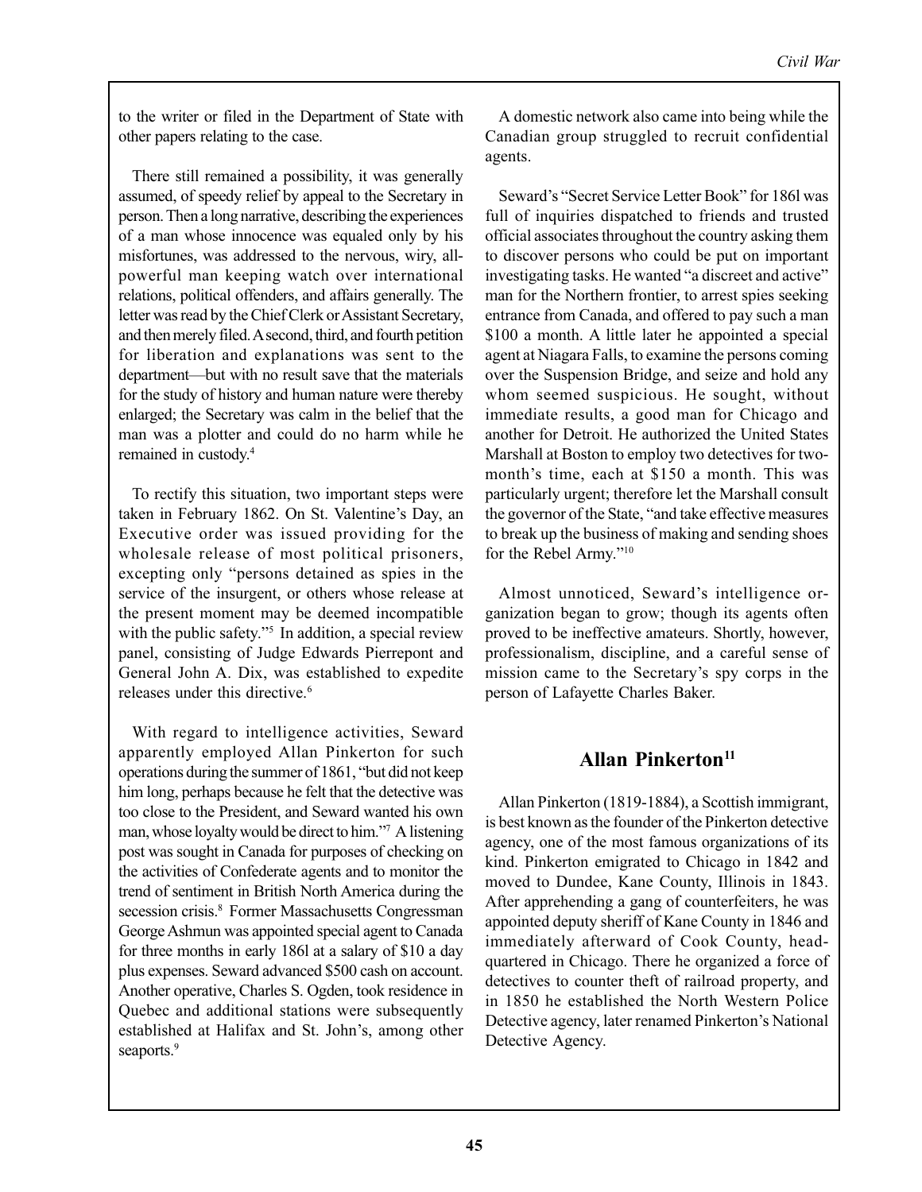to the writer or filed in the Department of State with other papers relating to the case.

There still remained a possibility, it was generally assumed, of speedy relief by appeal to the Secretary in person. Then a long narrative, describing the experiences of a man whose innocence was equaled only by his misfortunes, was addressed to the nervous, wiry, all-powerful man keeping watch over international relations, political offenders, and affairs generally. The letter was read by the Chief Clerk or Assistant Secretary, and then merely filed. A second, third, and fourth petition for liberation and explanations was sent to the department—but with no result save that the materials for the study of history and human nature were thereby enlarged; the Secretary was calm in the belief that the man was a plotter and could do no harm while he remained in custody.[4]

To rectify this situation, two important steps were taken in February 1862. On St. Valentine's Day, an Executive order was issued providing for the wholesale release of most political prisoners, excepting only "persons detained as spies in the service of the insurgent, or others whose release at the present moment may be deemed incompatible with the public safety."[5] In addition, a special review panel, consisting of Judge Edwards Pierrepont and General John A. Dix, was established to expedite releases under this directive.[6]

With regard to intelligence activities, Seward apparently employed Allan Pinkerton for such operations during the summer of 1861, "but did not keep him long, perhaps because he felt that the detective was too close to the President, and Seward wanted his own man, whose loyalty would be direct to him."[7] A listening post was sought in Canada for purposes of checking on the activities of Confederate agents and to monitor the trend of sentiment in British North America during the secession crisis.[8] Former Massachusetts Congressman George Ashmun was appointed special agent to Canada for three months in early 186l at a salary of $10 a day plus expenses. Seward advanced $500 cash on account. Another operative, Charles S. Ogden, took residence in Quebec and additional stations were subsequently established at Halifax and St. John's, among other seaports.[9]

A domestic network also came into being while the Canadian group struggled to recruit confidential agents.

Seward's "Secret Service Letter Book" for 186l was full of inquiries dispatched to friends and trusted official associates throughout the country asking them to discover persons who could be put on important investigating tasks. He wanted "a discreet and active" man for the Northern frontier, to arrest spies seeking entrance from Canada, and offered to pay such a man $100 a month. A little later he appointed a special agent at Niagara Falls, to examine the persons coming over the Suspension Bridge, and seize and hold any whom seemed suspicious. He sought, without immediate results, a good man for Chicago and another for Detroit. He authorized the United States Marshall at Boston to employ two detectives for two-month's time, each at $150 a month. This was particularly urgent; therefore let the Marshall consult the governor of the State, "and take effective measures to break up the business of making and sending shoes for the Rebel Army."[10]

Almost unnoticed, Seward's intelligence organization began to grow; though its agents often proved to be ineffective amateurs. Shortly, however, professionalism, discipline, and a careful sense of mission came to the Secretary's spy corps in the person of Lafayette Charles Baker.

## Allan Pinkerton[11]

Allan Pinkerton (1819-1884), a Scottish immigrant, is best known as the founder of the Pinkerton detective agency, one of the most famous organizations of its kind. Pinkerton emigrated to Chicago in 1842 and moved to Dundee, Kane County, Illinois in 1843. After apprehending a gang of counterfeiters, he was appointed deputy sheriff of Kane County in 1846 and immediately afterward of Cook County, headquartered in Chicago. There he organized a force of detectives to counter theft of railroad property, and in 1850 he established the North Western Police Detective agency, later renamed Pinkerton's National Detective Agency.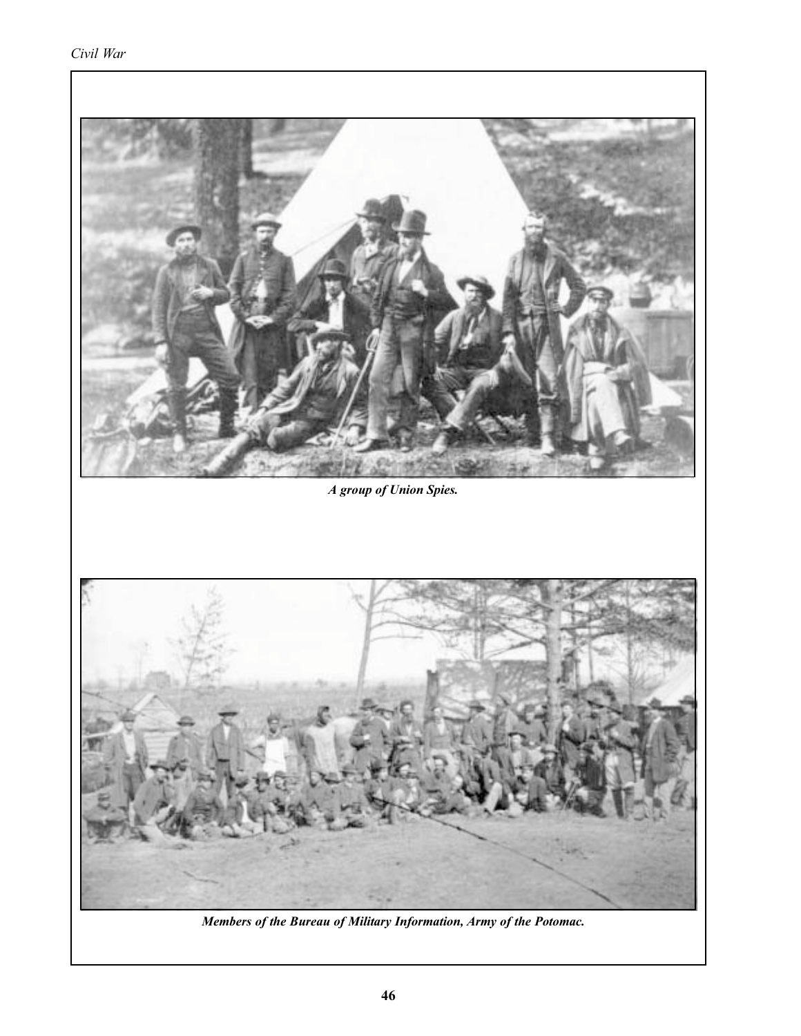*A group of Union Spies.*

*Members of the Bureau of Military Information, Army of the Potomac.*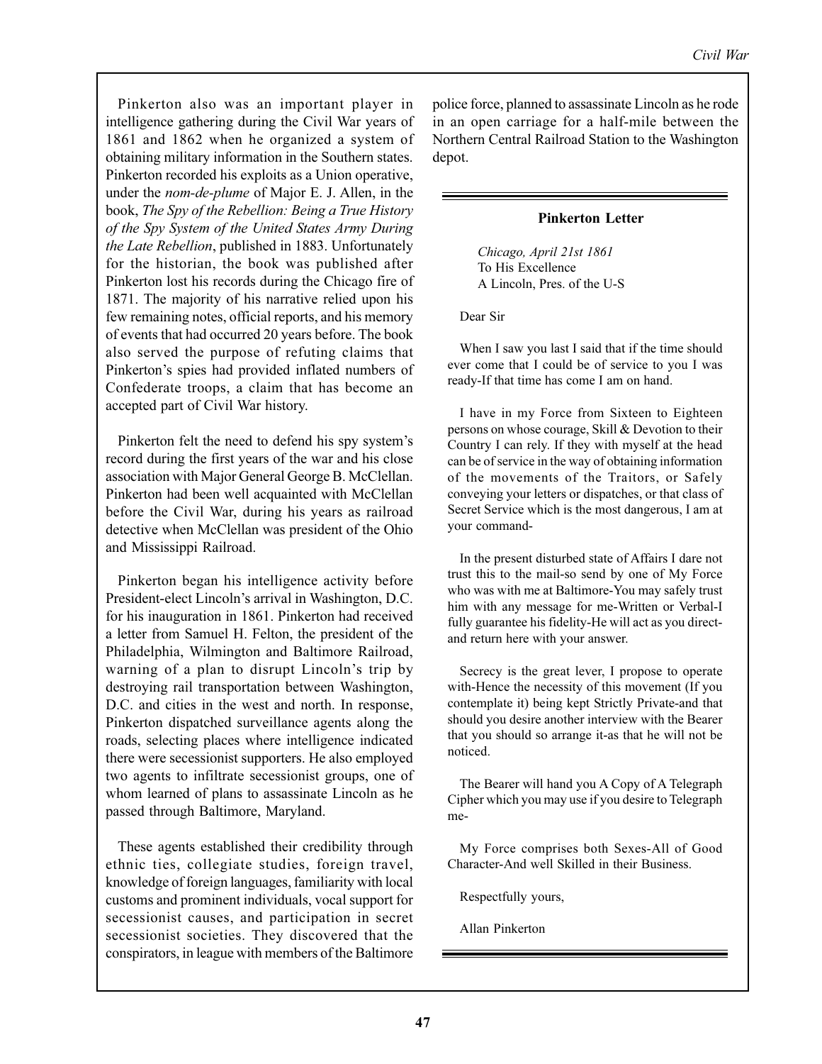Pinkerton also was an important player in intelligence gathering during the Civil War years of 1861 and 1862 when he organized a system of obtaining military information in the Southern states. Pinkerton recorded his exploits as a Union operative, under the *nom-de-plume* of Major E. J. Allen, in the book, *The Spy of the Rebellion: Being a True History of the Spy System of the United States Army During the Late Rebellion*, published in 1883. Unfortunately for the historian, the book was published after Pinkerton lost his records during the Chicago fire of 1871. The majority of his narrative relied upon his few remaining notes, official reports, and his memory of events that had occurred 20 years before. The book also served the purpose of refuting claims that Pinkerton's spies had provided inflated numbers of Confederate troops, a claim that has become an accepted part of Civil War history.

Pinkerton felt the need to defend his spy system's record during the first years of the war and his close association with Major General George B. McClellan. Pinkerton had been well acquainted with McClellan before the Civil War, during his years as railroad detective when McClellan was president of the Ohio and Mississippi Railroad.

Pinkerton began his intelligence activity before President-elect Lincoln's arrival in Washington, D.C. for his inauguration in 1861. Pinkerton had received a letter from Samuel H. Felton, the president of the Philadelphia, Wilmington and Baltimore Railroad, warning of a plan to disrupt Lincoln's trip by destroying rail transportation between Washington, D.C. and cities in the west and north. In response, Pinkerton dispatched surveillance agents along the roads, selecting places where intelligence indicated there were secessionist supporters. He also employed two agents to infiltrate secessionist groups, one of whom learned of plans to assassinate Lincoln as he passed through Baltimore, Maryland.

These agents established their credibility through ethnic ties, collegiate studies, foreign travel, knowledge of foreign languages, familiarity with local customs and prominent individuals, vocal support for secessionist causes, and participation in secret secessionist societies. They discovered that the conspirators, in league with members of the Baltimore police force, planned to assassinate Lincoln as he rode in an open carriage for a half-mile between the Northern Central Railroad Station to the Washington depot.

---

**Pinkerton Letter**

*Chicago, April 21st 1861*
To His Excellence
A Lincoln, Pres. of the U-S

Dear Sir

When I saw you last I said that if the time should ever come that I could be of service to you I was ready-If that time has come I am on hand.

I have in my Force from Sixteen to Eighteen persons on whose courage, Skill & Devotion to their Country I can rely. If they with myself at the head can be of service in the way of obtaining information of the movements of the Traitors, or Safely conveying your letters or dispatches, or that class of Secret Service which is the most dangerous, I am at your command-

In the present disturbed state of Affairs I dare not trust this to the mail-so send by one of My Force who was with me at Baltimore-You may safely trust him with any message for me-Written or Verbal-I fully guarantee his fidelity-He will act as you direct-and return here with your answer.

Secrecy is the great lever, I propose to operate with-Hence the necessity of this movement (If you contemplate it) being kept Strictly Private-and that should you desire another interview with the Bearer that you should so arrange it-as that he will not be noticed.

The Bearer will hand you A Copy of A Telegraph Cipher which you may use if you desire to Telegraph me-

My Force comprises both Sexes-All of Good Character-And well Skilled in their Business.

Respectfully yours,

Allan Pinkerton

---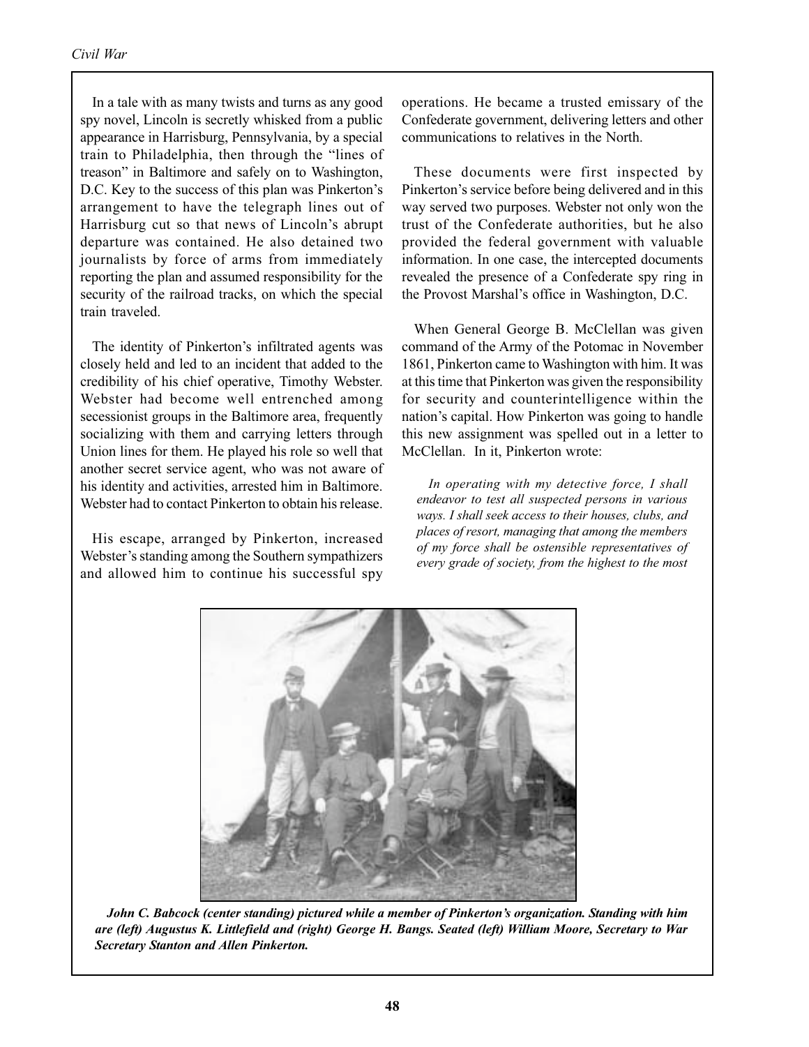In a tale with as many twists and turns as any good spy novel, Lincoln is secretly whisked from a public appearance in Harrisburg, Pennsylvania, by a special train to Philadelphia, then through the "lines of treason" in Baltimore and safely on to Washington, D.C. Key to the success of this plan was Pinkerton's arrangement to have the telegraph lines out of Harrisburg cut so that news of Lincoln's abrupt departure was contained. He also detained two journalists by force of arms from immediately reporting the plan and assumed responsibility for the security of the railroad tracks, on which the special train traveled.

The identity of Pinkerton's infiltrated agents was closely held and led to an incident that added to the credibility of his chief operative, Timothy Webster. Webster had become well entrenched among secessionist groups in the Baltimore area, frequently socializing with them and carrying letters through Union lines for them. He played his role so well that another secret service agent, who was not aware of his identity and activities, arrested him in Baltimore. Webster had to contact Pinkerton to obtain his release.

His escape, arranged by Pinkerton, increased Webster's standing among the Southern sympathizers and allowed him to continue his successful spy operations. He became a trusted emissary of the Confederate government, delivering letters and other communications to relatives in the North.

These documents were first inspected by Pinkerton's service before being delivered and in this way served two purposes. Webster not only won the trust of the Confederate authorities, but he also provided the federal government with valuable information. In one case, the intercepted documents revealed the presence of a Confederate spy ring in the Provost Marshal's office in Washington, D.C.

When General George B. McClellan was given command of the Army of the Potomac in November 1861, Pinkerton came to Washington with him. It was at this time that Pinkerton was given the responsibility for security and counterintelligence within the nation's capital. How Pinkerton was going to handle this new assignment was spelled out in a letter to McClellan. In it, Pinkerton wrote:

> *In operating with my detective force, I shall endeavor to test all suspected persons in various ways. I shall seek access to their houses, clubs, and places of resort, managing that among the members of my force shall be ostensible representatives of every grade of society, from the highest to the most*

***John C. Babcock (center standing) pictured while a member of Pinkerton's organization. Standing with him are (left) Augustus K. Littlefield and (right) George H. Bangs. Seated (left) William Moore, Secretary to War Secretary Stanton and Allen Pinkerton.***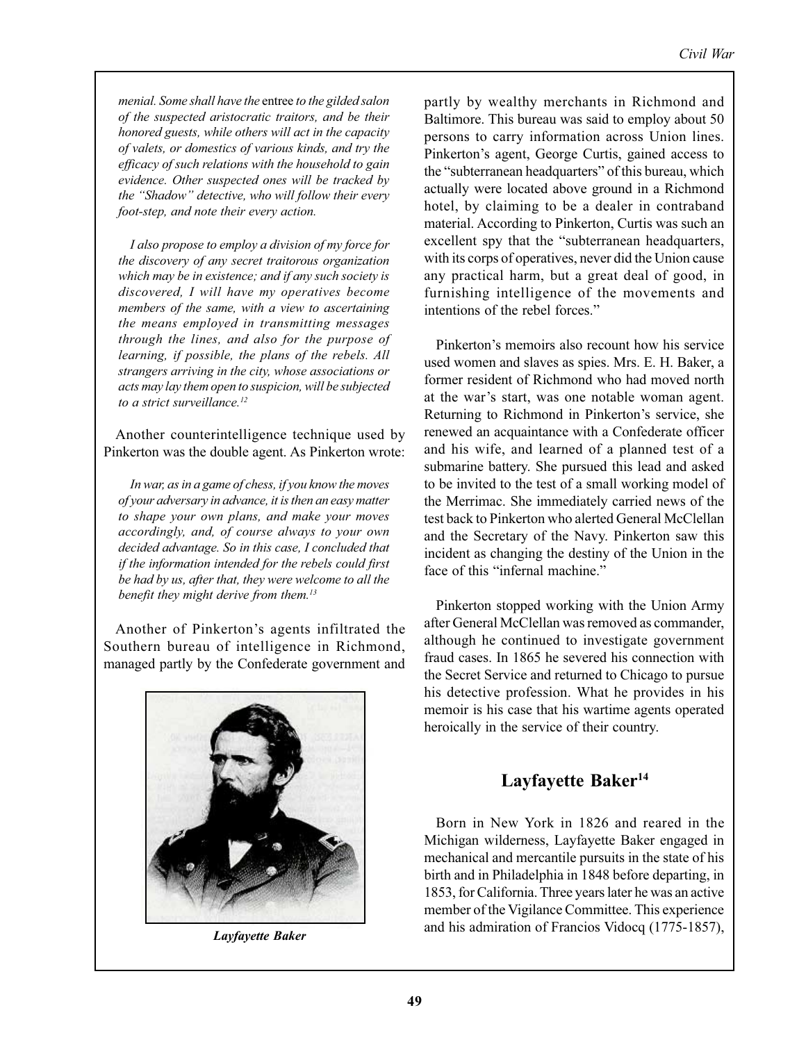*menial. Some shall have the* entree *to the gilded salon of the suspected aristocratic traitors, and be their honored guests, while others will act in the capacity of valets, or domestics of various kinds, and try the efficacy of such relations with the household to gain evidence. Other suspected ones will be tracked by the "Shadow" detective, who will follow their every foot-step, and note their every action.*

*I also propose to employ a division of my force for the discovery of any secret traitorous organization which may be in existence; and if any such society is discovered, I will have my operatives become members of the same, with a view to ascertaining the means employed in transmitting messages through the lines, and also for the purpose of learning, if possible, the plans of the rebels. All strangers arriving in the city, whose associations or acts may lay them open to suspicion, will be subjected to a strict surveillance.*[12]

Another counterintelligence technique used by Pinkerton was the double agent. As Pinkerton wrote:

*In war, as in a game of chess, if you know the moves of your adversary in advance, it is then an easy matter to shape your own plans, and make your moves accordingly, and, of course always to your own decided advantage. So in this case, I concluded that if the information intended for the rebels could first be had by us, after that, they were welcome to all the benefit they might derive from them.*[13]

Another of Pinkerton's agents infiltrated the Southern bureau of intelligence in Richmond, managed partly by the Confederate government and partly by wealthy merchants in Richmond and Baltimore. This bureau was said to employ about 50 persons to carry information across Union lines. Pinkerton's agent, George Curtis, gained access to the "subterranean headquarters" of this bureau, which actually were located above ground in a Richmond hotel, by claiming to be a dealer in contraband material. According to Pinkerton, Curtis was such an excellent spy that the "subterranean headquarters, with its corps of operatives, never did the Union cause any practical harm, but a great deal of good, in furnishing intelligence of the movements and intentions of the rebel forces."

*Layfayette Baker*

Pinkerton's memoirs also recount how his service used women and slaves as spies. Mrs. E. H. Baker, a former resident of Richmond who had moved north at the war's start, was one notable woman agent. Returning to Richmond in Pinkerton's service, she renewed an acquaintance with a Confederate officer and his wife, and learned of a planned test of a submarine battery. She pursued this lead and asked to be invited to the test of a small working model of the Merrimac. She immediately carried news of the test back to Pinkerton who alerted General McClellan and the Secretary of the Navy. Pinkerton saw this incident as changing the destiny of the Union in the face of this "infernal machine."

Pinkerton stopped working with the Union Army after General McClellan was removed as commander, although he continued to investigate government fraud cases. In 1865 he severed his connection with the Secret Service and returned to Chicago to pursue his detective profession. What he provides in his memoir is his case that his wartime agents operated heroically in the service of their country.

## Layfayette Baker[14]

Born in New York in 1826 and reared in the Michigan wilderness, Layfayette Baker engaged in mechanical and mercantile pursuits in the state of his birth and in Philadelphia in 1848 before departing, in 1853, for California. Three years later he was an active member of the Vigilance Committee. This experience and his admiration of Francios Vidocq (1775-1857),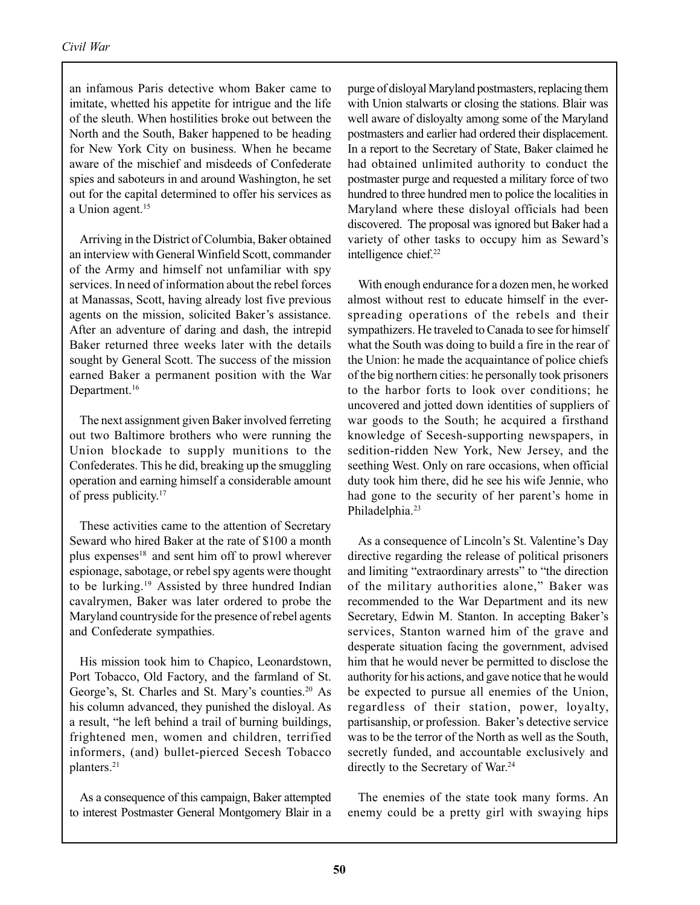an infamous Paris detective whom Baker came to imitate, whetted his appetite for intrigue and the life of the sleuth. When hostilities broke out between the North and the South, Baker happened to be heading for New York City on business. When he became aware of the mischief and misdeeds of Confederate spies and saboteurs in and around Washington, he set out for the capital determined to offer his services as a Union agent.[15]

Arriving in the District of Columbia, Baker obtained an interview with General Winfield Scott, commander of the Army and himself not unfamiliar with spy services. In need of information about the rebel forces at Manassas, Scott, having already lost five previous agents on the mission, solicited Baker's assistance. After an adventure of daring and dash, the intrepid Baker returned three weeks later with the details sought by General Scott. The success of the mission earned Baker a permanent position with the War Department.[16]

The next assignment given Baker involved ferreting out two Baltimore brothers who were running the Union blockade to supply munitions to the Confederates. This he did, breaking up the smuggling operation and earning himself a considerable amount of press publicity.[17]

These activities came to the attention of Secretary Seward who hired Baker at the rate of $100 a month plus expenses[18] and sent him off to prowl wherever espionage, sabotage, or rebel spy agents were thought to be lurking.[19] Assisted by three hundred Indian cavalrymen, Baker was later ordered to probe the Maryland countryside for the presence of rebel agents and Confederate sympathies.

His mission took him to Chapico, Leonardstown, Port Tobacco, Old Factory, and the farmland of St. George's, St. Charles and St. Mary's counties.[20] As his column advanced, they punished the disloyal. As a result, "he left behind a trail of burning buildings, frightened men, women and children, terrified informers, (and) bullet-pierced Secesh Tobacco planters.[21]

As a consequence of this campaign, Baker attempted to interest Postmaster General Montgomery Blair in a purge of disloyal Maryland postmasters, replacing them with Union stalwarts or closing the stations. Blair was well aware of disloyalty among some of the Maryland postmasters and earlier had ordered their displacement. In a report to the Secretary of State, Baker claimed he had obtained unlimited authority to conduct the postmaster purge and requested a military force of two hundred to three hundred men to police the localities in Maryland where these disloyal officials had been discovered. The proposal was ignored but Baker had a variety of other tasks to occupy him as Seward's intelligence chief.[22]

With enough endurance for a dozen men, he worked almost without rest to educate himself in the ever-spreading operations of the rebels and their sympathizers. He traveled to Canada to see for himself what the South was doing to build a fire in the rear of the Union: he made the acquaintance of police chiefs of the big northern cities: he personally took prisoners to the harbor forts to look over conditions; he uncovered and jotted down identities of suppliers of war goods to the South; he acquired a firsthand knowledge of Secesh-supporting newspapers, in sedition-ridden New York, New Jersey, and the seething West. Only on rare occasions, when official duty took him there, did he see his wife Jennie, who had gone to the security of her parent's home in Philadelphia.[23]

As a consequence of Lincoln's St. Valentine's Day directive regarding the release of political prisoners and limiting "extraordinary arrests" to "the direction of the military authorities alone," Baker was recommended to the War Department and its new Secretary, Edwin M. Stanton. In accepting Baker's services, Stanton warned him of the grave and desperate situation facing the government, advised him that he would never be permitted to disclose the authority for his actions, and gave notice that he would be expected to pursue all enemies of the Union, regardless of their station, power, loyalty, partisanship, or profession. Baker's detective service was to be the terror of the North as well as the South, secretly funded, and accountable exclusively and directly to the Secretary of War.[24]

The enemies of the state took many forms. An enemy could be a pretty girl with swaying hips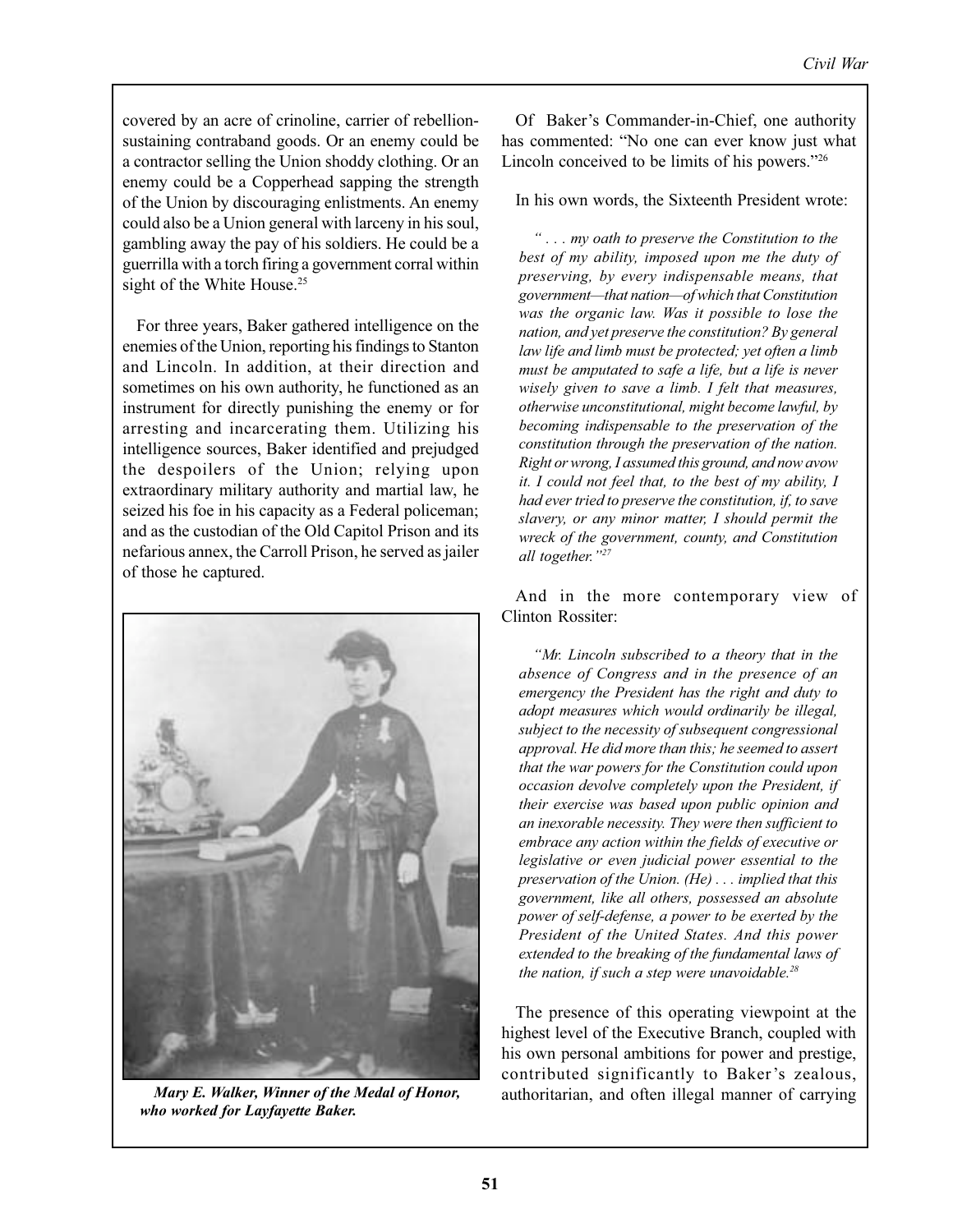covered by an acre of crinoline, carrier of rebellion-sustaining contraband goods. Or an enemy could be a contractor selling the Union shoddy clothing. Or an enemy could be a Copperhead sapping the strength of the Union by discouraging enlistments. An enemy could also be a Union general with larceny in his soul, gambling away the pay of his soldiers. He could be a guerrilla with a torch firing a government corral within sight of the White House.[25]

For three years, Baker gathered intelligence on the enemies of the Union, reporting his findings to Stanton and Lincoln. In addition, at their direction and sometimes on his own authority, he functioned as an instrument for directly punishing the enemy or for arresting and incarcerating them. Utilizing his intelligence sources, Baker identified and prejudged the despoilers of the Union; relying upon extraordinary military authority and martial law, he seized his foe in his capacity as a Federal policeman; and as the custodian of the Old Capitol Prison and its nefarious annex, the Carroll Prison, he served as jailer of those he captured.

***Mary E. Walker, Winner of the Medal of Honor, who worked for Layfayette Baker.***

Of Baker's Commander-in-Chief, one authority has commented: "No one can ever know just what Lincoln conceived to be limits of his powers."[26]

In his own words, the Sixteenth President wrote:

> *" . . . my oath to preserve the Constitution to the best of my ability, imposed upon me the duty of preserving, by every indispensable means, that government—that nation—of which that Constitution was the organic law. Was it possible to lose the nation, and yet preserve the constitution? By general law life and limb must be protected; yet often a limb must be amputated to safe a life, but a life is never wisely given to save a limb. I felt that measures, otherwise unconstitutional, might become lawful, by becoming indispensable to the preservation of the constitution through the preservation of the nation. Right or wrong, I assumed this ground, and now avow it. I could not feel that, to the best of my ability, I had ever tried to preserve the constitution, if, to save slavery, or any minor matter, I should permit the wreck of the government, county, and Constitution all together."*[27]

And in the more contemporary view of Clinton Rossiter:

> *"Mr. Lincoln subscribed to a theory that in the absence of Congress and in the presence of an emergency the President has the right and duty to adopt measures which would ordinarily be illegal, subject to the necessity of subsequent congressional approval. He did more than this; he seemed to assert that the war powers for the Constitution could upon occasion devolve completely upon the President, if their exercise was based upon public opinion and an inexorable necessity. They were then sufficient to embrace any action within the fields of executive or legislative or even judicial power essential to the preservation of the Union. (He) . . . implied that this government, like all others, possessed an absolute power of self-defense, a power to be exerted by the President of the United States. And this power extended to the breaking of the fundamental laws of the nation, if such a step were unavoidable.*[28]

The presence of this operating viewpoint at the highest level of the Executive Branch, coupled with his own personal ambitions for power and prestige, contributed significantly to Baker's zealous, authoritarian, and often illegal manner of carrying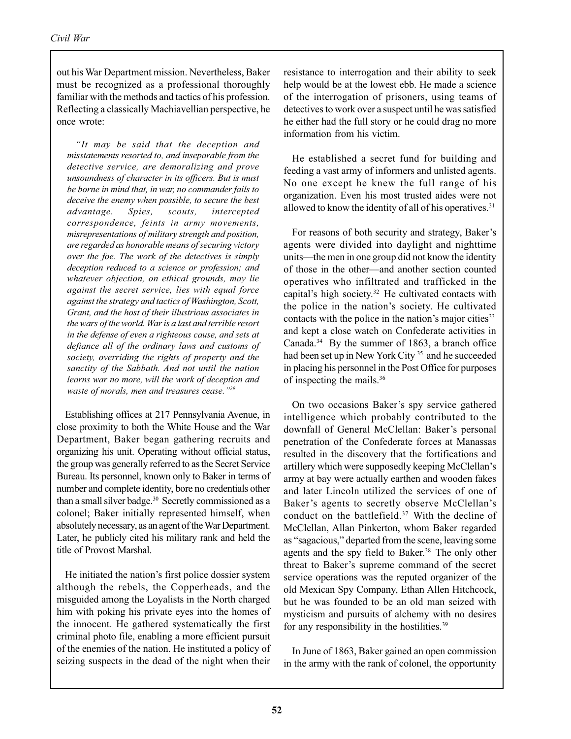out his War Department mission. Nevertheless, Baker must be recognized as a professional thoroughly familiar with the methods and tactics of his profession. Reflecting a classically Machiavellian perspective, he once wrote:

> *"It may be said that the deception and misstatements resorted to, and inseparable from the detective service, are demoralizing and prove unsoundness of character in its officers. But is must be borne in mind that, in war, no commander fails to deceive the enemy when possible, to secure the best advantage. Spies, scouts, intercepted correspondence, feints in army movements, misrepresentations of military strength and position, are regarded as honorable means of securing victory over the foe. The work of the detectives is simply deception reduced to a science or profession; and whatever objection, on ethical grounds, may lie against the secret service, lies with equal force against the strategy and tactics of Washington, Scott, Grant, and the host of their illustrious associates in the wars of the world. War is a last and terrible resort in the defense of even a righteous cause, and sets at defiance all of the ordinary laws and customs of society, overriding the rights of property and the sanctity of the Sabbath. And not until the nation learns war no more, will the work of deception and waste of morals, men and treasures cease."*[29]

Establishing offices at 217 Pennsylvania Avenue, in close proximity to both the White House and the War Department, Baker began gathering recruits and organizing his unit. Operating without official status, the group was generally referred to as the Secret Service Bureau. Its personnel, known only to Baker in terms of number and complete identity, bore no credentials other than a small silver badge.[30] Secretly commissioned as a colonel; Baker initially represented himself, when absolutely necessary, as an agent of the War Department. Later, he publicly cited his military rank and held the title of Provost Marshal.

He initiated the nation's first police dossier system although the rebels, the Copperheads, and the misguided among the Loyalists in the North charged him with poking his private eyes into the homes of the innocent. He gathered systematically the first criminal photo file, enabling a more efficient pursuit of the enemies of the nation. He instituted a policy of seizing suspects in the dead of the night when their resistance to interrogation and their ability to seek help would be at the lowest ebb. He made a science of the interrogation of prisoners, using teams of detectives to work over a suspect until he was satisfied he either had the full story or he could drag no more information from his victim.

He established a secret fund for building and feeding a vast army of informers and unlisted agents. No one except he knew the full range of his organization. Even his most trusted aides were not allowed to know the identity of all of his operatives.[31]

For reasons of both security and strategy, Baker's agents were divided into daylight and nighttime units—the men in one group did not know the identity of those in the other—and another section counted operatives who infiltrated and trafficked in the capital's high society.[32] He cultivated contacts with the police in the nation's society. He cultivated contacts with the police in the nation's major cities[33] and kept a close watch on Confederate activities in Canada.[34] By the summer of 1863, a branch office had been set up in New York City [35] and he succeeded in placing his personnel in the Post Office for purposes of inspecting the mails.[36]

On two occasions Baker's spy service gathered intelligence which probably contributed to the downfall of General McClellan: Baker's personal penetration of the Confederate forces at Manassas resulted in the discovery that the fortifications and artillery which were supposedly keeping McClellan's army at bay were actually earthen and wooden fakes and later Lincoln utilized the services of one of Baker's agents to secretly observe McClellan's conduct on the battlefield.[37] With the decline of McClellan, Allan Pinkerton, whom Baker regarded as "sagacious," departed from the scene, leaving some agents and the spy field to Baker.[38] The only other threat to Baker's supreme command of the secret service operations was the reputed organizer of the old Mexican Spy Company, Ethan Allen Hitchcock, but he was founded to be an old man seized with mysticism and pursuits of alchemy with no desires for any responsibility in the hostilities.[39]

In June of 1863, Baker gained an open commission in the army with the rank of colonel, the opportunity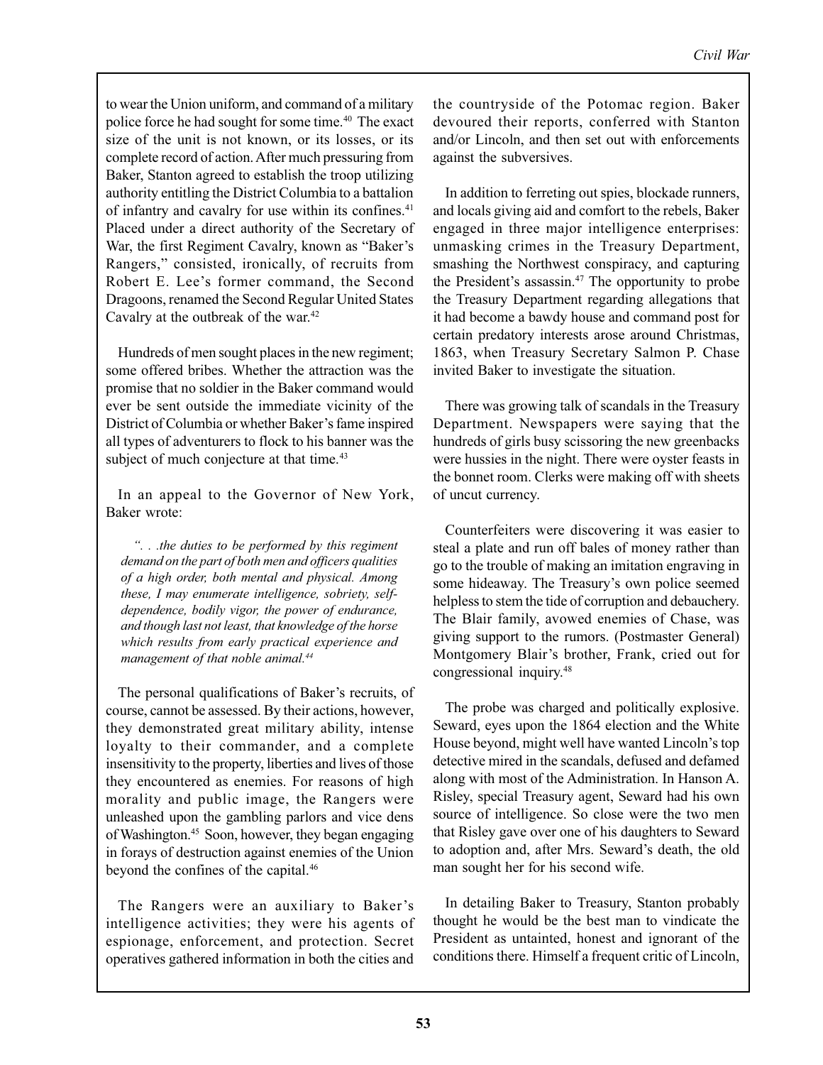to wear the Union uniform, and command of a military police force he had sought for some time.[40] The exact size of the unit is not known, or its losses, or its complete record of action. After much pressuring from Baker, Stanton agreed to establish the troop utilizing authority entitling the District Columbia to a battalion of infantry and cavalry for use within its confines.[41] Placed under a direct authority of the Secretary of War, the first Regiment Cavalry, known as "Baker's Rangers," consisted, ironically, of recruits from Robert E. Lee's former command, the Second Dragoons, renamed the Second Regular United States Cavalry at the outbreak of the war.[42]

Hundreds of men sought places in the new regiment; some offered bribes. Whether the attraction was the promise that no soldier in the Baker command would ever be sent outside the immediate vicinity of the District of Columbia or whether Baker's fame inspired all types of adventurers to flock to his banner was the subject of much conjecture at that time.[43]

In an appeal to the Governor of New York, Baker wrote:

> *". . .the duties to be performed by this regiment demand on the part of both men and officers qualities of a high order, both mental and physical. Among these, I may enumerate intelligence, sobriety, self-dependence, bodily vigor, the power of endurance, and though last not least, that knowledge of the horse which results from early practical experience and management of that noble animal.[44]*

The personal qualifications of Baker's recruits, of course, cannot be assessed. By their actions, however, they demonstrated great military ability, intense loyalty to their commander, and a complete insensitivity to the property, liberties and lives of those they encountered as enemies. For reasons of high morality and public image, the Rangers were unleashed upon the gambling parlors and vice dens of Washington.[45] Soon, however, they began engaging in forays of destruction against enemies of the Union beyond the confines of the capital.[46]

The Rangers were an auxiliary to Baker's intelligence activities; they were his agents of espionage, enforcement, and protection. Secret operatives gathered information in both the cities and the countryside of the Potomac region. Baker devoured their reports, conferred with Stanton and/or Lincoln, and then set out with enforcements against the subversives.

In addition to ferreting out spies, blockade runners, and locals giving aid and comfort to the rebels, Baker engaged in three major intelligence enterprises: unmasking crimes in the Treasury Department, smashing the Northwest conspiracy, and capturing the President's assassin.[47] The opportunity to probe the Treasury Department regarding allegations that it had become a bawdy house and command post for certain predatory interests arose around Christmas, 1863, when Treasury Secretary Salmon P. Chase invited Baker to investigate the situation.

There was growing talk of scandals in the Treasury Department. Newspapers were saying that the hundreds of girls busy scissoring the new greenbacks were hussies in the night. There were oyster feasts in the bonnet room. Clerks were making off with sheets of uncut currency.

Counterfeiters were discovering it was easier to steal a plate and run off bales of money rather than go to the trouble of making an imitation engraving in some hideaway. The Treasury's own police seemed helpless to stem the tide of corruption and debauchery. The Blair family, avowed enemies of Chase, was giving support to the rumors. (Postmaster General) Montgomery Blair's brother, Frank, cried out for congressional inquiry.[48]

The probe was charged and politically explosive. Seward, eyes upon the 1864 election and the White House beyond, might well have wanted Lincoln's top detective mired in the scandals, defused and defamed along with most of the Administration. In Hanson A. Risley, special Treasury agent, Seward had his own source of intelligence. So close were the two men that Risley gave over one of his daughters to Seward to adoption and, after Mrs. Seward's death, the old man sought her for his second wife.

In detailing Baker to Treasury, Stanton probably thought he would be the best man to vindicate the President as untainted, honest and ignorant of the conditions there. Himself a frequent critic of Lincoln,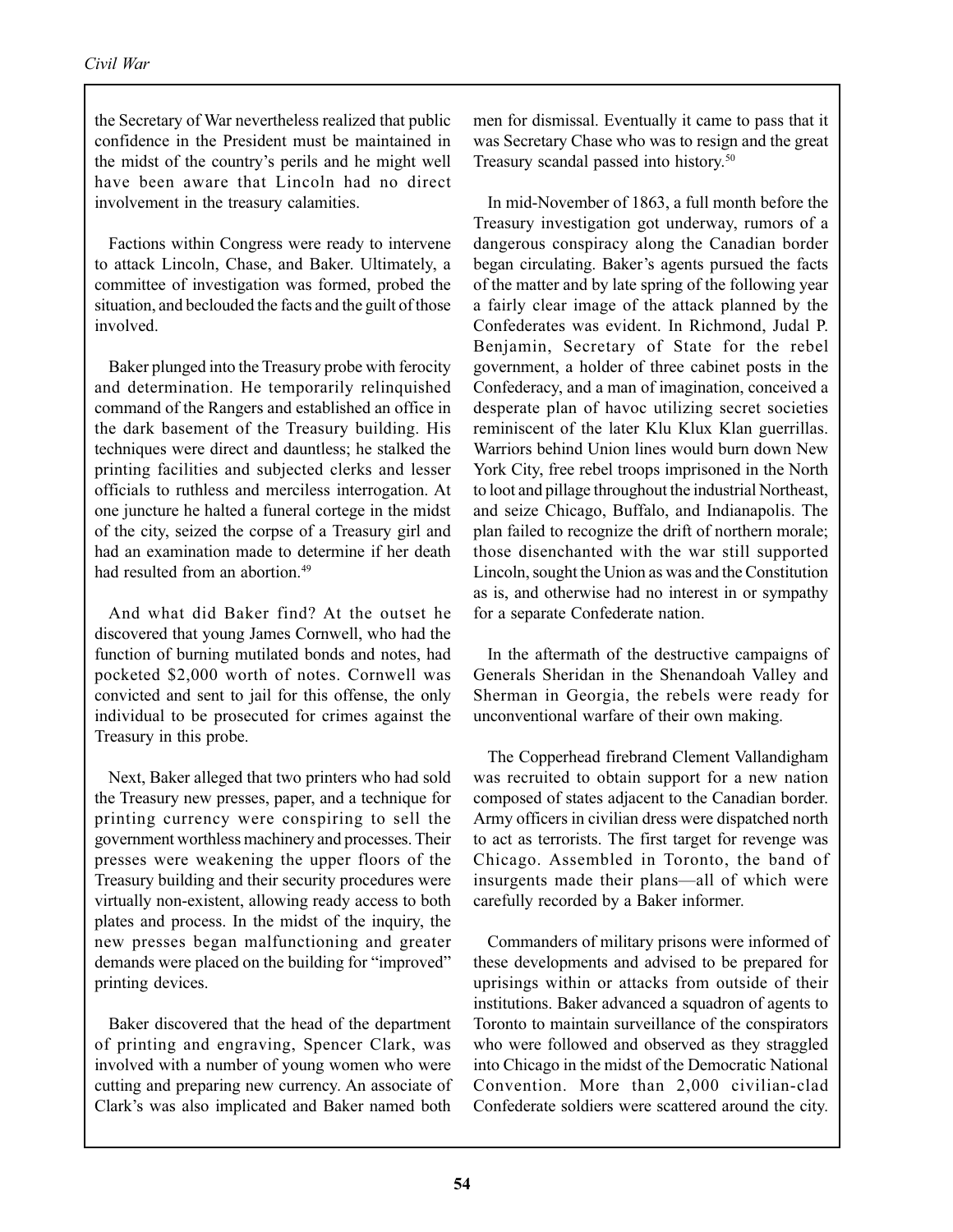the Secretary of War nevertheless realized that public confidence in the President must be maintained in the midst of the country's perils and he might well have been aware that Lincoln had no direct involvement in the treasury calamities.

Factions within Congress were ready to intervene to attack Lincoln, Chase, and Baker. Ultimately, a committee of investigation was formed, probed the situation, and beclouded the facts and the guilt of those involved.

Baker plunged into the Treasury probe with ferocity and determination. He temporarily relinquished command of the Rangers and established an office in the dark basement of the Treasury building. His techniques were direct and dauntless; he stalked the printing facilities and subjected clerks and lesser officials to ruthless and merciless interrogation. At one juncture he halted a funeral cortege in the midst of the city, seized the corpse of a Treasury girl and had an examination made to determine if her death had resulted from an abortion.[49]

And what did Baker find? At the outset he discovered that young James Cornwell, who had the function of burning mutilated bonds and notes, had pocketed $2,000 worth of notes. Cornwell was convicted and sent to jail for this offense, the only individual to be prosecuted for crimes against the Treasury in this probe.

Next, Baker alleged that two printers who had sold the Treasury new presses, paper, and a technique for printing currency were conspiring to sell the government worthless machinery and processes. Their presses were weakening the upper floors of the Treasury building and their security procedures were virtually non-existent, allowing ready access to both plates and process. In the midst of the inquiry, the new presses began malfunctioning and greater demands were placed on the building for "improved" printing devices.

Baker discovered that the head of the department of printing and engraving, Spencer Clark, was involved with a number of young women who were cutting and preparing new currency. An associate of Clark's was also implicated and Baker named both men for dismissal. Eventually it came to pass that it was Secretary Chase who was to resign and the great Treasury scandal passed into history.[50]

In mid-November of 1863, a full month before the Treasury investigation got underway, rumors of a dangerous conspiracy along the Canadian border began circulating. Baker's agents pursued the facts of the matter and by late spring of the following year a fairly clear image of the attack planned by the Confederates was evident. In Richmond, Judal P. Benjamin, Secretary of State for the rebel government, a holder of three cabinet posts in the Confederacy, and a man of imagination, conceived a desperate plan of havoc utilizing secret societies reminiscent of the later Klu Klux Klan guerrillas. Warriors behind Union lines would burn down New York City, free rebel troops imprisoned in the North to loot and pillage throughout the industrial Northeast, and seize Chicago, Buffalo, and Indianapolis. The plan failed to recognize the drift of northern morale; those disenchanted with the war still supported Lincoln, sought the Union as was and the Constitution as is, and otherwise had no interest in or sympathy for a separate Confederate nation.

In the aftermath of the destructive campaigns of Generals Sheridan in the Shenandoah Valley and Sherman in Georgia, the rebels were ready for unconventional warfare of their own making.

The Copperhead firebrand Clement Vallandigham was recruited to obtain support for a new nation composed of states adjacent to the Canadian border. Army officers in civilian dress were dispatched north to act as terrorists. The first target for revenge was Chicago. Assembled in Toronto, the band of insurgents made their plans—all of which were carefully recorded by a Baker informer.

Commanders of military prisons were informed of these developments and advised to be prepared for uprisings within or attacks from outside of their institutions. Baker advanced a squadron of agents to Toronto to maintain surveillance of the conspirators who were followed and observed as they straggled into Chicago in the midst of the Democratic National Convention. More than 2,000 civilian-clad Confederate soldiers were scattered around the city.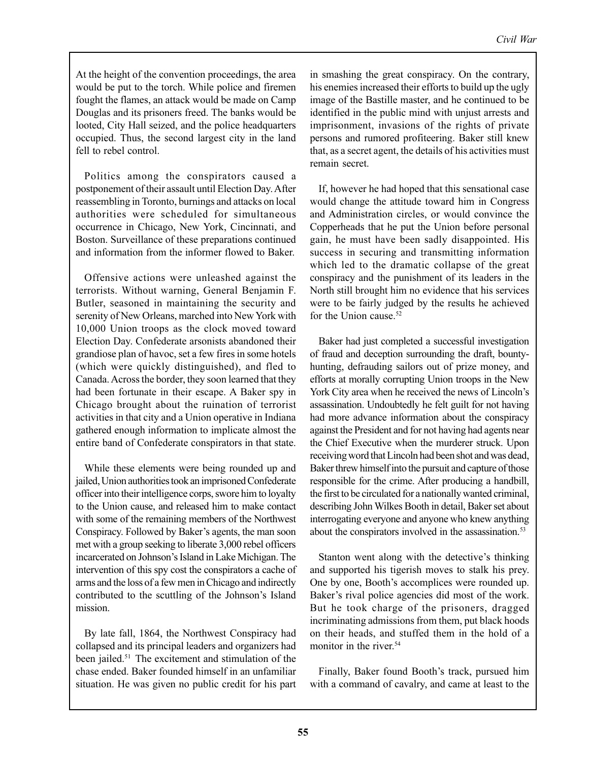At the height of the convention proceedings, the area would be put to the torch. While police and firemen fought the flames, an attack would be made on Camp Douglas and its prisoners freed. The banks would be looted, City Hall seized, and the police headquarters occupied. Thus, the second largest city in the land fell to rebel control.

Politics among the conspirators caused a postponement of their assault until Election Day. After reassembling in Toronto, burnings and attacks on local authorities were scheduled for simultaneous occurrence in Chicago, New York, Cincinnati, and Boston. Surveillance of these preparations continued and information from the informer flowed to Baker.

Offensive actions were unleashed against the terrorists. Without warning, General Benjamin F. Butler, seasoned in maintaining the security and serenity of New Orleans, marched into New York with 10,000 Union troops as the clock moved toward Election Day. Confederate arsonists abandoned their grandiose plan of havoc, set a few fires in some hotels (which were quickly distinguished), and fled to Canada. Across the border, they soon learned that they had been fortunate in their escape. A Baker spy in Chicago brought about the ruination of terrorist activities in that city and a Union operative in Indiana gathered enough information to implicate almost the entire band of Confederate conspirators in that state.

While these elements were being rounded up and jailed, Union authorities took an imprisoned Confederate officer into their intelligence corps, swore him to loyalty to the Union cause, and released him to make contact with some of the remaining members of the Northwest Conspiracy. Followed by Baker's agents, the man soon met with a group seeking to liberate 3,000 rebel officers incarcerated on Johnson's Island in Lake Michigan. The intervention of this spy cost the conspirators a cache of arms and the loss of a few men in Chicago and indirectly contributed to the scuttling of the Johnson's Island mission.

By late fall, 1864, the Northwest Conspiracy had collapsed and its principal leaders and organizers had been jailed.[51] The excitement and stimulation of the chase ended. Baker founded himself in an unfamiliar situation. He was given no public credit for his part in smashing the great conspiracy. On the contrary, his enemies increased their efforts to build up the ugly image of the Bastille master, and he continued to be identified in the public mind with unjust arrests and imprisonment, invasions of the rights of private persons and rumored profiteering. Baker still knew that, as a secret agent, the details of his activities must remain secret.

If, however he had hoped that this sensational case would change the attitude toward him in Congress and Administration circles, or would convince the Copperheads that he put the Union before personal gain, he must have been sadly disappointed. His success in securing and transmitting information which led to the dramatic collapse of the great conspiracy and the punishment of its leaders in the North still brought him no evidence that his services were to be fairly judged by the results he achieved for the Union cause.[52]

Baker had just completed a successful investigation of fraud and deception surrounding the draft, bounty-hunting, defrauding sailors out of prize money, and efforts at morally corrupting Union troops in the New York City area when he received the news of Lincoln's assassination. Undoubtedly he felt guilt for not having had more advance information about the conspiracy against the President and for not having had agents near the Chief Executive when the murderer struck. Upon receiving word that Lincoln had been shot and was dead, Baker threw himself into the pursuit and capture of those responsible for the crime. After producing a handbill, the first to be circulated for a nationally wanted criminal, describing John Wilkes Booth in detail, Baker set about interrogating everyone and anyone who knew anything about the conspirators involved in the assassination.[53]

Stanton went along with the detective's thinking and supported his tigerish moves to stalk his prey. One by one, Booth's accomplices were rounded up. Baker's rival police agencies did most of the work. But he took charge of the prisoners, dragged incriminating admissions from them, put black hoods on their heads, and stuffed them in the hold of a monitor in the river.[54]

Finally, Baker found Booth's track, pursued him with a command of cavalry, and came at least to the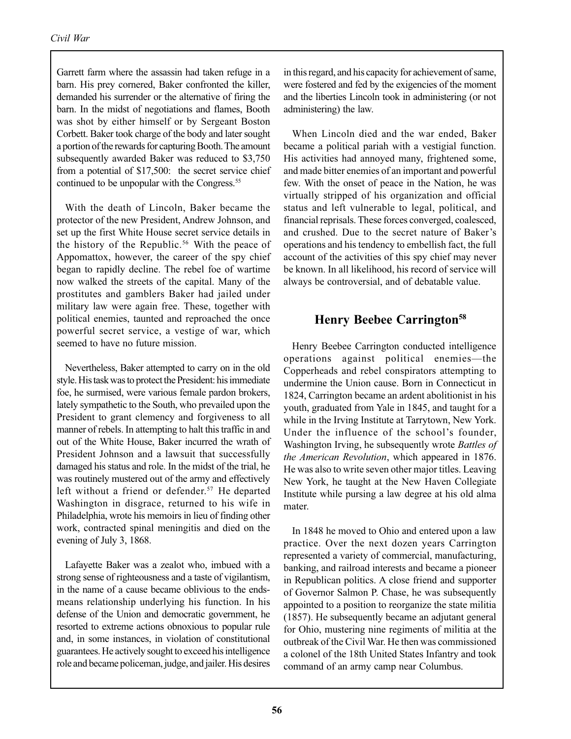Garrett farm where the assassin had taken refuge in a barn. His prey cornered, Baker confronted the killer, demanded his surrender or the alternative of firing the barn. In the midst of negotiations and flames, Booth was shot by either himself or by Sergeant Boston Corbett. Baker took charge of the body and later sought a portion of the rewards for capturing Booth. The amount subsequently awarded Baker was reduced to $3,750 from a potential of $17,500: the secret service chief continued to be unpopular with the Congress.[55]

With the death of Lincoln, Baker became the protector of the new President, Andrew Johnson, and set up the first White House secret service details in the history of the Republic.[56] With the peace of Appomattox, however, the career of the spy chief began to rapidly decline. The rebel foe of wartime now walked the streets of the capital. Many of the prostitutes and gamblers Baker had jailed under military law were again free. These, together with political enemies, taunted and reproached the once powerful secret service, a vestige of war, which seemed to have no future mission.

Nevertheless, Baker attempted to carry on in the old style. His task was to protect the President: his immediate foe, he surmised, were various female pardon brokers, lately sympathetic to the South, who prevailed upon the President to grant clemency and forgiveness to all manner of rebels. In attempting to halt this traffic in and out of the White House, Baker incurred the wrath of President Johnson and a lawsuit that successfully damaged his status and role. In the midst of the trial, he was routinely mustered out of the army and effectively left without a friend or defender.[57] He departed Washington in disgrace, returned to his wife in Philadelphia, wrote his memoirs in lieu of finding other work, contracted spinal meningitis and died on the evening of July 3, 1868.

Lafayette Baker was a zealot who, imbued with a strong sense of righteousness and a taste of vigilantism, in the name of a cause became oblivious to the ends-means relationship underlying his function. In his defense of the Union and democratic government, he resorted to extreme actions obnoxious to popular rule and, in some instances, in violation of constitutional guarantees. He actively sought to exceed his intelligence role and became policeman, judge, and jailer. His desires in this regard, and his capacity for achievement of same, were fostered and fed by the exigencies of the moment and the liberties Lincoln took in administering (or not administering) the law.

When Lincoln died and the war ended, Baker became a political pariah with a vestigial function. His activities had annoyed many, frightened some, and made bitter enemies of an important and powerful few. With the onset of peace in the Nation, he was virtually stripped of his organization and official status and left vulnerable to legal, political, and financial reprisals. These forces converged, coalesced, and crushed. Due to the secret nature of Baker's operations and his tendency to embellish fact, the full account of the activities of this spy chief may never be known. In all likelihood, his record of service will always be controversial, and of debatable value.

## Henry Beebee Carrington[58]

Henry Beebee Carrington conducted intelligence operations against political enemies—the Copperheads and rebel conspirators attempting to undermine the Union cause. Born in Connecticut in 1824, Carrington became an ardent abolitionist in his youth, graduated from Yale in 1845, and taught for a while in the Irving Institute at Tarrytown, New York. Under the influence of the school's founder, Washington Irving, he subsequently wrote *Battles of the American Revolution*, which appeared in 1876. He was also to write seven other major titles. Leaving New York, he taught at the New Haven Collegiate Institute while pursing a law degree at his old alma mater.

In 1848 he moved to Ohio and entered upon a law practice. Over the next dozen years Carrington represented a variety of commercial, manufacturing, banking, and railroad interests and became a pioneer in Republican politics. A close friend and supporter of Governor Salmon P. Chase, he was subsequently appointed to a position to reorganize the state militia (1857). He subsequently became an adjutant general for Ohio, mustering nine regiments of militia at the outbreak of the Civil War. He then was commissioned a colonel of the 18th United States Infantry and took command of an army camp near Columbus.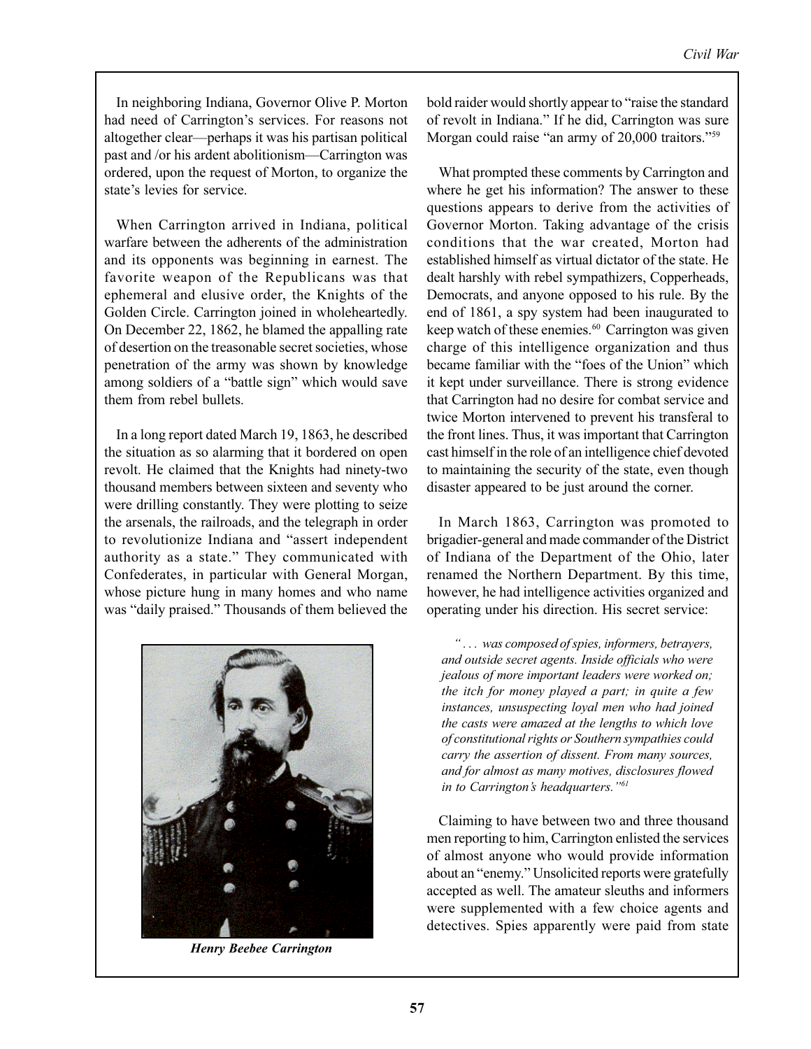In neighboring Indiana, Governor Olive P. Morton had need of Carrington's services. For reasons not altogether clear—perhaps it was his partisan political past and /or his ardent abolitionism—Carrington was ordered, upon the request of Morton, to organize the state's levies for service.

When Carrington arrived in Indiana, political warfare between the adherents of the administration and its opponents was beginning in earnest. The favorite weapon of the Republicans was that ephemeral and elusive order, the Knights of the Golden Circle. Carrington joined in wholeheartedly. On December 22, 1862, he blamed the appalling rate of desertion on the treasonable secret societies, whose penetration of the army was shown by knowledge among soldiers of a "battle sign" which would save them from rebel bullets.

In a long report dated March 19, 1863, he described the situation as so alarming that it bordered on open revolt. He claimed that the Knights had ninety-two thousand members between sixteen and seventy who were drilling constantly. They were plotting to seize the arsenals, the railroads, and the telegraph in order to revolutionize Indiana and "assert independent authority as a state." They communicated with Confederates, in particular with General Morgan, whose picture hung in many homes and who name was "daily praised." Thousands of them believed the bold raider would shortly appear to "raise the standard of revolt in Indiana." If he did, Carrington was sure Morgan could raise "an army of 20,000 traitors."[59]

*Henry Beebee Carrington*

What prompted these comments by Carrington and where he get his information? The answer to these questions appears to derive from the activities of Governor Morton. Taking advantage of the crisis conditions that the war created, Morton had established himself as virtual dictator of the state. He dealt harshly with rebel sympathizers, Copperheads, Democrats, and anyone opposed to his rule. By the end of 1861, a spy system had been inaugurated to keep watch of these enemies.[60] Carrington was given charge of this intelligence organization and thus became familiar with the "foes of the Union" which it kept under surveillance. There is strong evidence that Carrington had no desire for combat service and twice Morton intervened to prevent his transferal to the front lines. Thus, it was important that Carrington cast himself in the role of an intelligence chief devoted to maintaining the security of the state, even though disaster appeared to be just around the corner.

In March 1863, Carrington was promoted to brigadier-general and made commander of the District of Indiana of the Department of the Ohio, later renamed the Northern Department. By this time, however, he had intelligence activities organized and operating under his direction. His secret service:

> *". . . was composed of spies, informers, betrayers, and outside secret agents. Inside officials who were jealous of more important leaders were worked on; the itch for money played a part; in quite a few instances, unsuspecting loyal men who had joined the casts were amazed at the lengths to which love of constitutional rights or Southern sympathies could carry the assertion of dissent. From many sources, and for almost as many motives, disclosures flowed in to Carrington's headquarters."*[61]

Claiming to have between two and three thousand men reporting to him, Carrington enlisted the services of almost anyone who would provide information about an "enemy." Unsolicited reports were gratefully accepted as well. The amateur sleuths and informers were supplemented with a few choice agents and detectives. Spies apparently were paid from state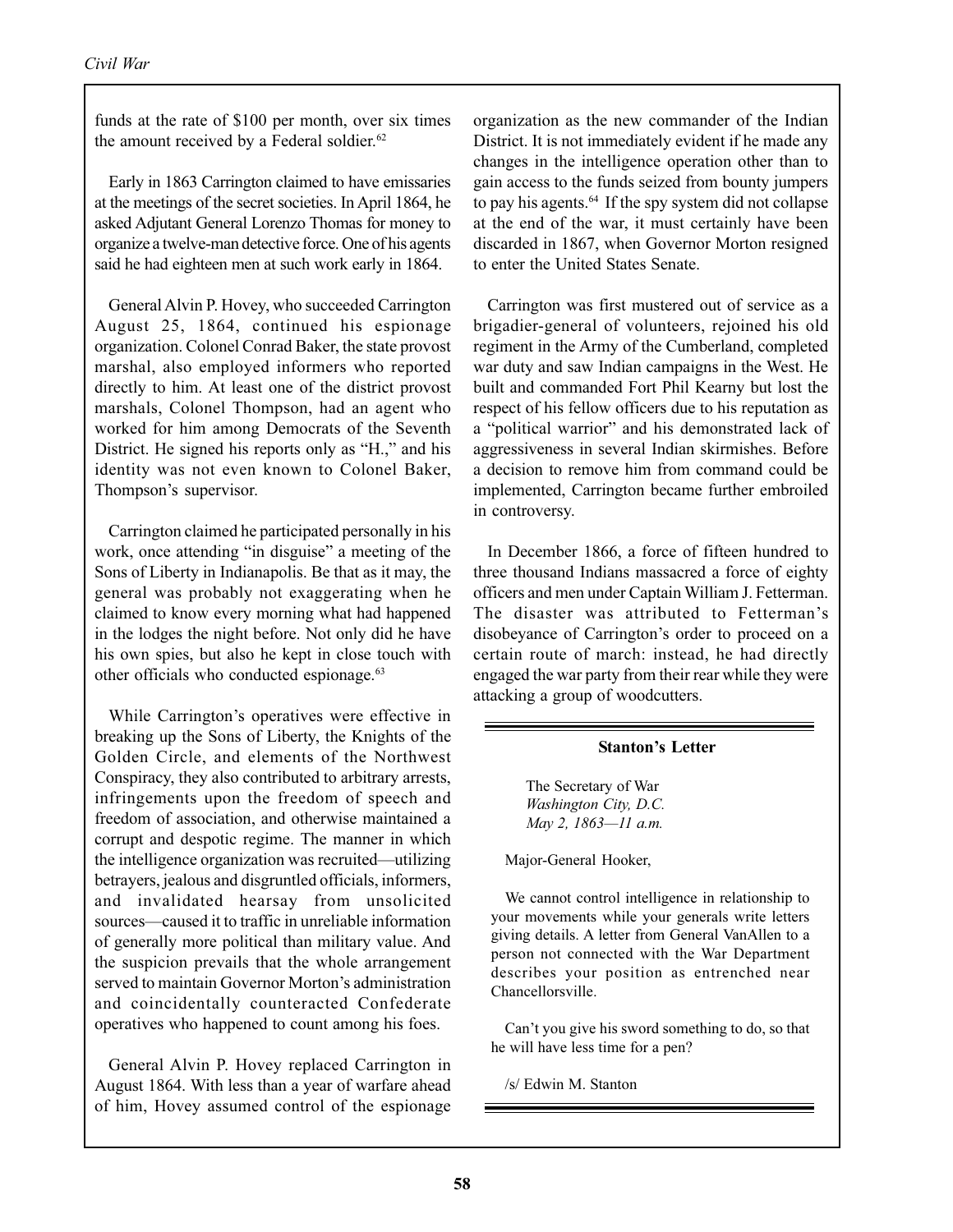funds at the rate of $100 per month, over six times the amount received by a Federal soldier.[62]

Early in 1863 Carrington claimed to have emissaries at the meetings of the secret societies. In April 1864, he asked Adjutant General Lorenzo Thomas for money to organize a twelve-man detective force. One of his agents said he had eighteen men at such work early in 1864.

General Alvin P. Hovey, who succeeded Carrington August 25, 1864, continued his espionage organization. Colonel Conrad Baker, the state provost marshal, also employed informers who reported directly to him. At least one of the district provost marshals, Colonel Thompson, had an agent who worked for him among Democrats of the Seventh District. He signed his reports only as "H.," and his identity was not even known to Colonel Baker, Thompson's supervisor.

Carrington claimed he participated personally in his work, once attending "in disguise" a meeting of the Sons of Liberty in Indianapolis. Be that as it may, the general was probably not exaggerating when he claimed to know every morning what had happened in the lodges the night before. Not only did he have his own spies, but also he kept in close touch with other officials who conducted espionage.[63]

While Carrington's operatives were effective in breaking up the Sons of Liberty, the Knights of the Golden Circle, and elements of the Northwest Conspiracy, they also contributed to arbitrary arrests, infringements upon the freedom of speech and freedom of association, and otherwise maintained a corrupt and despotic regime. The manner in which the intelligence organization was recruited—utilizing betrayers, jealous and disgruntled officials, informers, and invalidated hearsay from unsolicited sources—caused it to traffic in unreliable information of generally more political than military value. And the suspicion prevails that the whole arrangement served to maintain Governor Morton's administration and coincidentally counteracted Confederate operatives who happened to count among his foes.

General Alvin P. Hovey replaced Carrington in August 1864. With less than a year of warfare ahead of him, Hovey assumed control of the espionage organization as the new commander of the Indian District. It is not immediately evident if he made any changes in the intelligence operation other than to gain access to the funds seized from bounty jumpers to pay his agents.[64] If the spy system did not collapse at the end of the war, it must certainly have been discarded in 1867, when Governor Morton resigned to enter the United States Senate.

Carrington was first mustered out of service as a brigadier-general of volunteers, rejoined his old regiment in the Army of the Cumberland, completed war duty and saw Indian campaigns in the West. He built and commanded Fort Phil Kearny but lost the respect of his fellow officers due to his reputation as a "political warrior" and his demonstrated lack of aggressiveness in several Indian skirmishes. Before a decision to remove him from command could be implemented, Carrington became further embroiled in controversy.

In December 1866, a force of fifteen hundred to three thousand Indians massacred a force of eighty officers and men under Captain William J. Fetterman. The disaster was attributed to Fetterman's disobeyance of Carrington's order to proceed on a certain route of march: instead, he had directly engaged the war party from their rear while they were attacking a group of woodcutters.

---

**Stanton's Letter**

The Secretary of War
*Washington City, D.C.*
*May 2, 1863—11 a.m.*

Major-General Hooker,

We cannot control intelligence in relationship to your movements while your generals write letters giving details. A letter from General VanAllen to a person not connected with the War Department describes your position as entrenched near Chancellorsville.

Can't you give his sword something to do, so that he will have less time for a pen?

/s/ Edwin M. Stanton

---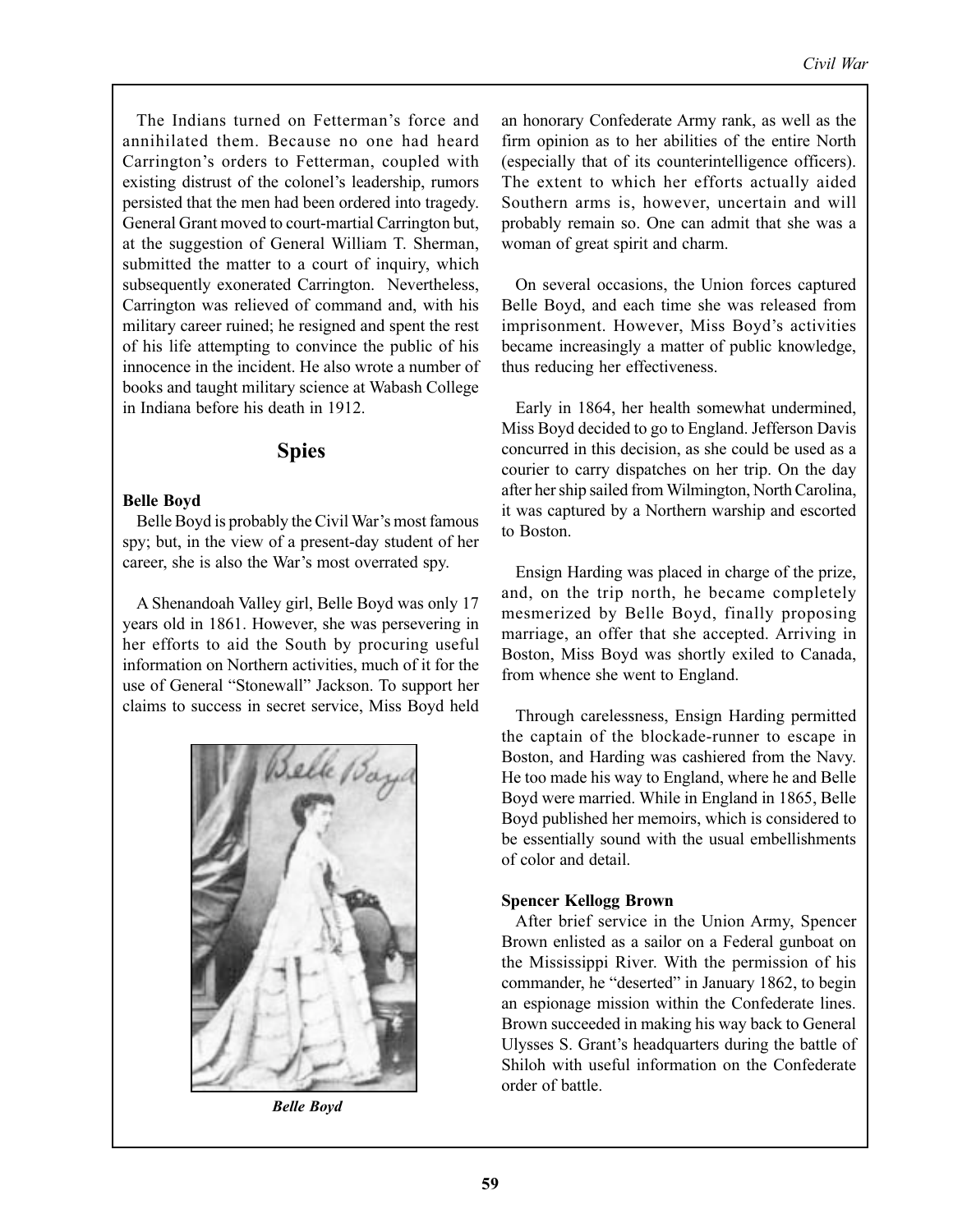The Indians turned on Fetterman's force and annihilated them. Because no one had heard Carrington's orders to Fetterman, coupled with existing distrust of the colonel's leadership, rumors persisted that the men had been ordered into tragedy. General Grant moved to court-martial Carrington but, at the suggestion of General William T. Sherman, submitted the matter to a court of inquiry, which subsequently exonerated Carrington. Nevertheless, Carrington was relieved of command and, with his military career ruined; he resigned and spent the rest of his life attempting to convince the public of his innocence in the incident. He also wrote a number of books and taught military science at Wabash College in Indiana before his death in 1912.

## Spies

**Belle Boyd**

Belle Boyd is probably the Civil War's most famous spy; but, in the view of a present-day student of her career, she is also the War's most overrated spy.

A Shenandoah Valley girl, Belle Boyd was only 17 years old in 1861. However, she was persevering in her efforts to aid the South by procuring useful information on Northern activities, much of it for the use of General "Stonewall" Jackson. To support her claims to success in secret service, Miss Boyd held an honorary Confederate Army rank, as well as the firm opinion as to her abilities of the entire North (especially that of its counterintelligence officers). The extent to which her efforts actually aided Southern arms is, however, uncertain and will probably remain so. One can admit that she was a woman of great spirit and charm.

*Belle Boyd*

On several occasions, the Union forces captured Belle Boyd, and each time she was released from imprisonment. However, Miss Boyd's activities became increasingly a matter of public knowledge, thus reducing her effectiveness.

Early in 1864, her health somewhat undermined, Miss Boyd decided to go to England. Jefferson Davis concurred in this decision, as she could be used as a courier to carry dispatches on her trip. On the day after her ship sailed from Wilmington, North Carolina, it was captured by a Northern warship and escorted to Boston.

Ensign Harding was placed in charge of the prize, and, on the trip north, he became completely mesmerized by Belle Boyd, finally proposing marriage, an offer that she accepted. Arriving in Boston, Miss Boyd was shortly exiled to Canada, from whence she went to England.

Through carelessness, Ensign Harding permitted the captain of the blockade-runner to escape in Boston, and Harding was cashiered from the Navy. He too made his way to England, where he and Belle Boyd were married. While in England in 1865, Belle Boyd published her memoirs, which is considered to be essentially sound with the usual embellishments of color and detail.

**Spencer Kellogg Brown**

After brief service in the Union Army, Spencer Brown enlisted as a sailor on a Federal gunboat on the Mississippi River. With the permission of his commander, he "deserted" in January 1862, to begin an espionage mission within the Confederate lines. Brown succeeded in making his way back to General Ulysses S. Grant's headquarters during the battle of Shiloh with useful information on the Confederate order of battle.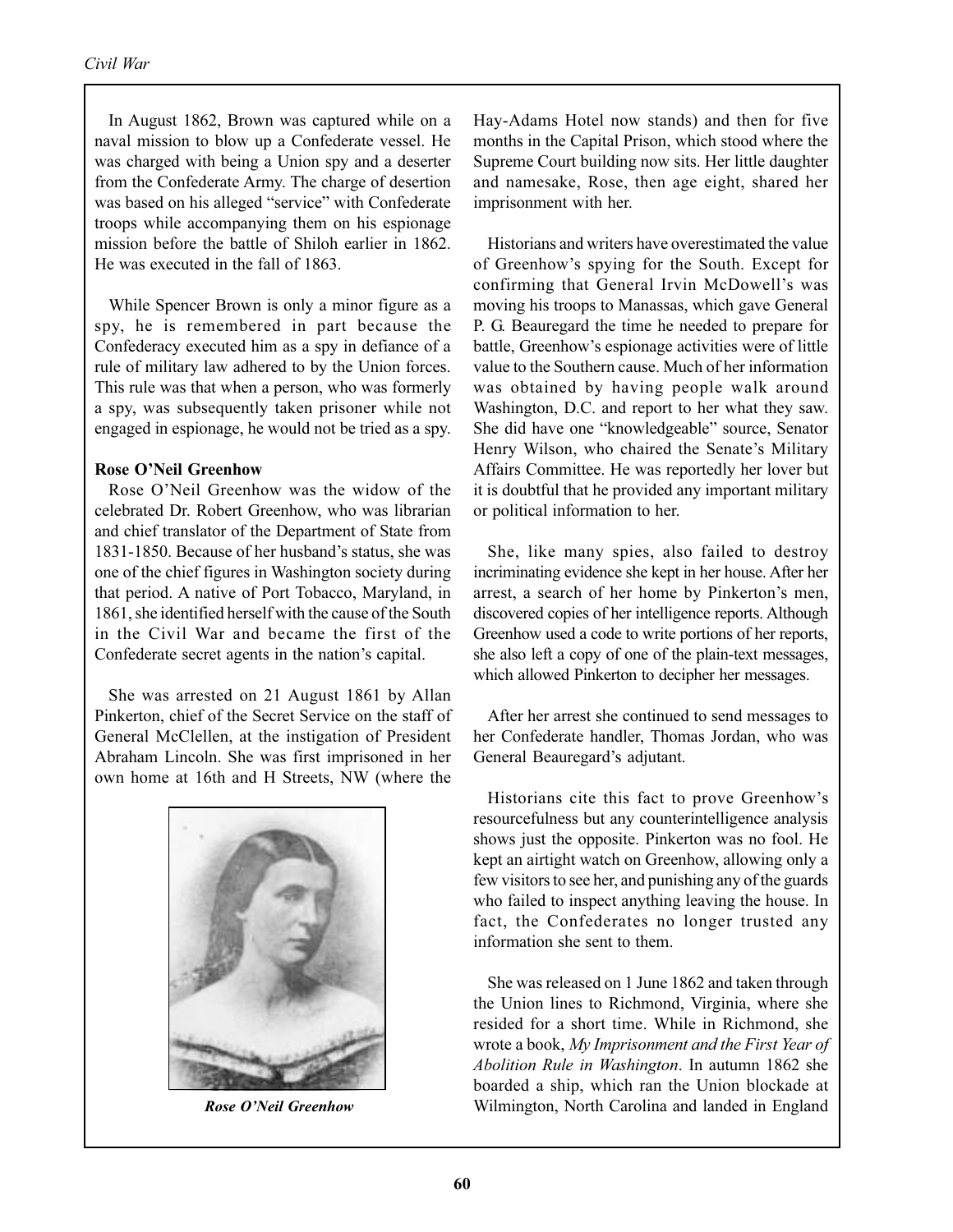In August 1862, Brown was captured while on a naval mission to blow up a Confederate vessel. He was charged with being a Union spy and a deserter from the Confederate Army. The charge of desertion was based on his alleged "service" with Confederate troops while accompanying them on his espionage mission before the battle of Shiloh earlier in 1862. He was executed in the fall of 1863.

While Spencer Brown is only a minor figure as a spy, he is remembered in part because the Confederacy executed him as a spy in defiance of a rule of military law adhered to by the Union forces. This rule was that when a person, who was formerly a spy, was subsequently taken prisoner while not engaged in espionage, he would not be tried as a spy.

**Rose O'Neil Greenhow**

Rose O'Neil Greenhow was the widow of the celebrated Dr. Robert Greenhow, who was librarian and chief translator of the Department of State from 1831-1850. Because of her husband's status, she was one of the chief figures in Washington society during that period. A native of Port Tobacco, Maryland, in 1861, she identified herself with the cause of the South in the Civil War and became the first of the Confederate secret agents in the nation's capital.

She was arrested on 21 August 1861 by Allan Pinkerton, chief of the Secret Service on the staff of General McClellen, at the instigation of President Abraham Lincoln. She was first imprisoned in her own home at 16th and H Streets, NW (where the Hay-Adams Hotel now stands) and then for five months in the Capital Prison, which stood where the Supreme Court building now sits. Her little daughter and namesake, Rose, then age eight, shared her imprisonment with her.

*Rose O'Neil Greenhow*

Historians and writers have overestimated the value of Greenhow's spying for the South. Except for confirming that General Irvin McDowell's was moving his troops to Manassas, which gave General P. G. Beauregard the time he needed to prepare for battle, Greenhow's espionage activities were of little value to the Southern cause. Much of her information was obtained by having people walk around Washington, D.C. and report to her what they saw. She did have one "knowledgeable" source, Senator Henry Wilson, who chaired the Senate's Military Affairs Committee. He was reportedly her lover but it is doubtful that he provided any important military or political information to her.

She, like many spies, also failed to destroy incriminating evidence she kept in her house. After her arrest, a search of her home by Pinkerton's men, discovered copies of her intelligence reports. Although Greenhow used a code to write portions of her reports, she also left a copy of one of the plain-text messages, which allowed Pinkerton to decipher her messages.

After her arrest she continued to send messages to her Confederate handler, Thomas Jordan, who was General Beauregard's adjutant.

Historians cite this fact to prove Greenhow's resourcefulness but any counterintelligence analysis shows just the opposite. Pinkerton was no fool. He kept an airtight watch on Greenhow, allowing only a few visitors to see her, and punishing any of the guards who failed to inspect anything leaving the house. In fact, the Confederates no longer trusted any information she sent to them.

She was released on 1 June 1862 and taken through the Union lines to Richmond, Virginia, where she resided for a short time. While in Richmond, she wrote a book, *My Imprisonment and the First Year of Abolition Rule in Washington*. In autumn 1862 she boarded a ship, which ran the Union blockade at Wilmington, North Carolina and landed in England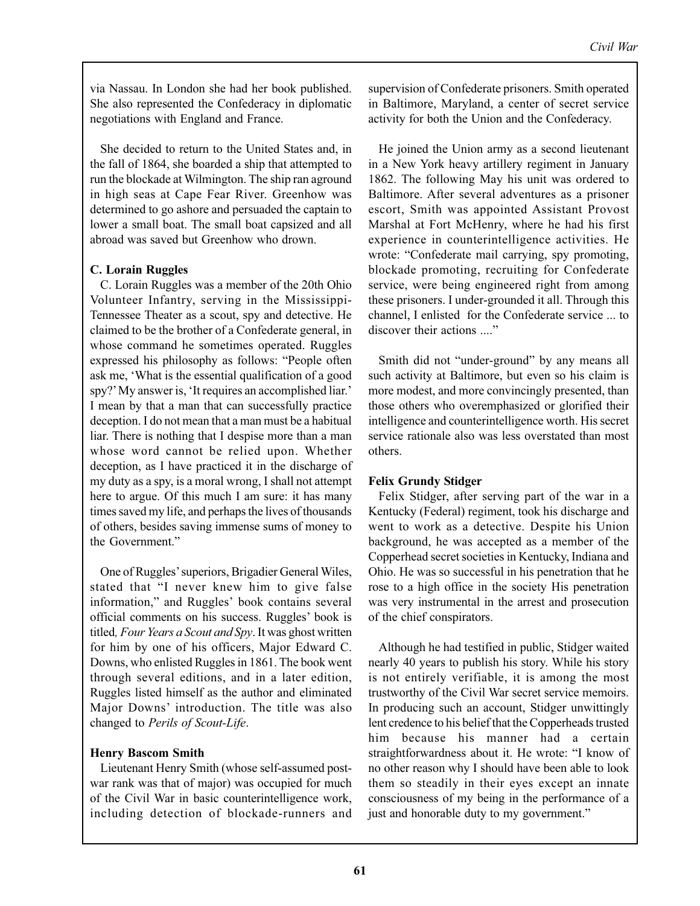via Nassau. In London she had her book published. She also represented the Confederacy in diplomatic negotiations with England and France.

She decided to return to the United States and, in the fall of 1864, she boarded a ship that attempted to run the blockade at Wilmington. The ship ran aground in high seas at Cape Fear River. Greenhow was determined to go ashore and persuaded the captain to lower a small boat. The small boat capsized and all abroad was saved but Greenhow who drown.

**C. Lorain Ruggles**

C. Lorain Ruggles was a member of the 20th Ohio Volunteer Infantry, serving in the Mississippi-Tennessee Theater as a scout, spy and detective. He claimed to be the brother of a Confederate general, in whose command he sometimes operated. Ruggles expressed his philosophy as follows: "People often ask me, 'What is the essential qualification of a good spy?' My answer is, 'It requires an accomplished liar.' I mean by that a man that can successfully practice deception. I do not mean that a man must be a habitual liar. There is nothing that I despise more than a man whose word cannot be relied upon. Whether deception, as I have practiced it in the discharge of my duty as a spy, is a moral wrong, I shall not attempt here to argue. Of this much I am sure: it has many times saved my life, and perhaps the lives of thousands of others, besides saving immense sums of money to the Government."

One of Ruggles' superiors, Brigadier General Wiles, stated that "I never knew him to give false information," and Ruggles' book contains several official comments on his success. Ruggles' book is titled*, Four Years a Scout and Spy*. It was ghost written for him by one of his officers, Major Edward C. Downs, who enlisted Ruggles in 1861. The book went through several editions, and in a later edition, Ruggles listed himself as the author and eliminated Major Downs' introduction. The title was also changed to *Perils of Scout-Life*.

**Henry Bascom Smith**

Lieutenant Henry Smith (whose self-assumed post-war rank was that of major) was occupied for much of the Civil War in basic counterintelligence work, including detection of blockade-runners and supervision of Confederate prisoners. Smith operated in Baltimore, Maryland, a center of secret service activity for both the Union and the Confederacy.

He joined the Union army as a second lieutenant in a New York heavy artillery regiment in January 1862. The following May his unit was ordered to Baltimore. After several adventures as a prisoner escort, Smith was appointed Assistant Provost Marshal at Fort McHenry, where he had his first experience in counterintelligence activities. He wrote: "Confederate mail carrying, spy promoting, blockade promoting, recruiting for Confederate service, were being engineered right from among these prisoners. I under-grounded it all. Through this channel, I enlisted for the Confederate service ... to discover their actions ...."

Smith did not "under-ground" by any means all such activity at Baltimore, but even so his claim is more modest, and more convincingly presented, than those others who overemphasized or glorified their intelligence and counterintelligence worth. His secret service rationale also was less overstated than most others.

**Felix Grundy Stidger**

Felix Stidger, after serving part of the war in a Kentucky (Federal) regiment, took his discharge and went to work as a detective. Despite his Union background, he was accepted as a member of the Copperhead secret societies in Kentucky, Indiana and Ohio. He was so successful in his penetration that he rose to a high office in the society His penetration was very instrumental in the arrest and prosecution of the chief conspirators.

Although he had testified in public, Stidger waited nearly 40 years to publish his story. While his story is not entirely verifiable, it is among the most trustworthy of the Civil War secret service memoirs. In producing such an account, Stidger unwittingly lent credence to his belief that the Copperheads trusted him because his manner had a certain straightforwardness about it. He wrote: "I know of no other reason why I should have been able to look them so steadily in their eyes except an innate consciousness of my being in the performance of a just and honorable duty to my government."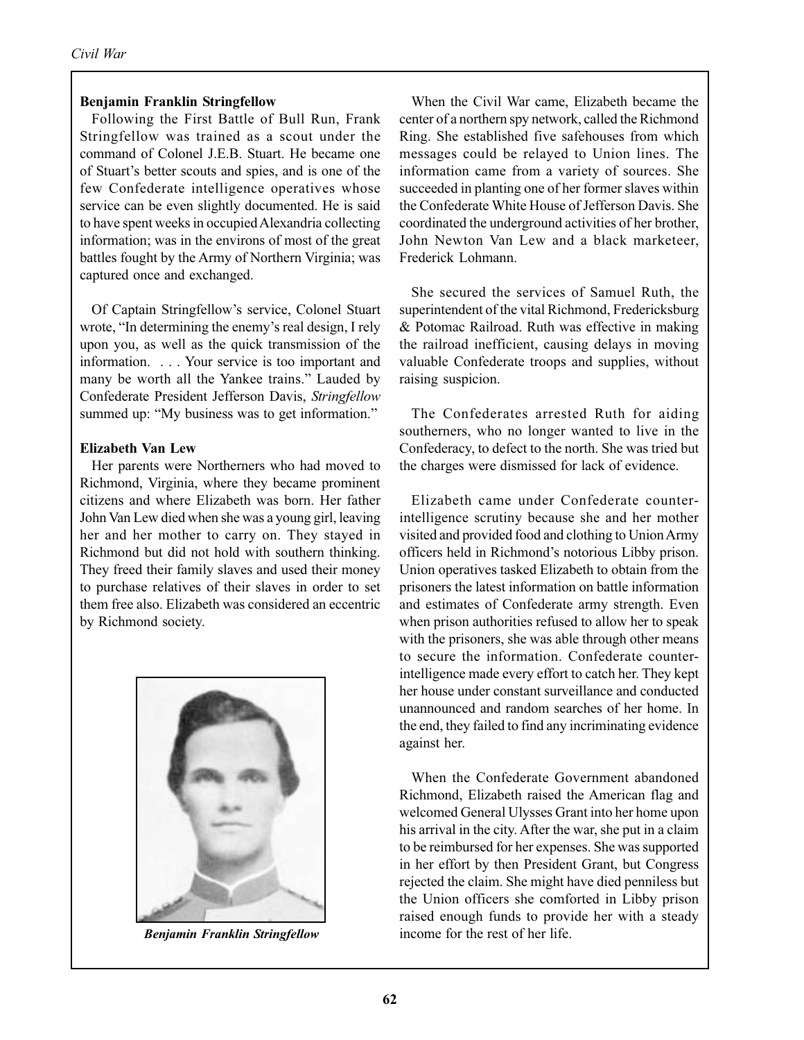### Benjamin Franklin Stringfellow

Following the First Battle of Bull Run, Frank Stringfellow was trained as a scout under the command of Colonel J.E.B. Stuart. He became one of Stuart's better scouts and spies, and is one of the few Confederate intelligence operatives whose service can be even slightly documented. He is said to have spent weeks in occupied Alexandria collecting information; was in the environs of most of the great battles fought by the Army of Northern Virginia; was captured once and exchanged.

Of Captain Stringfellow's service, Colonel Stuart wrote, "In determining the enemy's real design, I rely upon you, as well as the quick transmission of the information. . . . Your service is too important and many be worth all the Yankee trains." Lauded by Confederate President Jefferson Davis, *Stringfellow* summed up: "My business was to get information."

***Benjamin Franklin Stringfellow***

### Elizabeth Van Lew

Her parents were Northerners who had moved to Richmond, Virginia, where they became prominent citizens and where Elizabeth was born. Her father John Van Lew died when she was a young girl, leaving her and her mother to carry on. They stayed in Richmond but did not hold with southern thinking. They freed their family slaves and used their money to purchase relatives of their slaves in order to set them free also. Elizabeth was considered an eccentric by Richmond society.

When the Civil War came, Elizabeth became the center of a northern spy network, called the Richmond Ring. She established five safehouses from which messages could be relayed to Union lines. The information came from a variety of sources. She succeeded in planting one of her former slaves within the Confederate White House of Jefferson Davis. She coordinated the underground activities of her brother, John Newton Van Lew and a black marketeer, Frederick Lohmann.

She secured the services of Samuel Ruth, the superintendent of the vital Richmond, Fredericksburg & Potomac Railroad. Ruth was effective in making the railroad inefficient, causing delays in moving valuable Confederate troops and supplies, without raising suspicion.

The Confederates arrested Ruth for aiding southerners, who no longer wanted to live in the Confederacy, to defect to the north. She was tried but the charges were dismissed for lack of evidence.

Elizabeth came under Confederate counter-intelligence scrutiny because she and her mother visited and provided food and clothing to Union Army officers held in Richmond's notorious Libby prison. Union operatives tasked Elizabeth to obtain from the prisoners the latest information on battle information and estimates of Confederate army strength. Even when prison authorities refused to allow her to speak with the prisoners, she was able through other means to secure the information. Confederate counter-intelligence made every effort to catch her. They kept her house under constant surveillance and conducted unannounced and random searches of her home. In the end, they failed to find any incriminating evidence against her.

When the Confederate Government abandoned Richmond, Elizabeth raised the American flag and welcomed General Ulysses Grant into her home upon his arrival in the city. After the war, she put in a claim to be reimbursed for her expenses. She was supported in her effort by then President Grant, but Congress rejected the claim. She might have died penniless but the Union officers she comforted in Libby prison raised enough funds to provide her with a steady income for the rest of her life.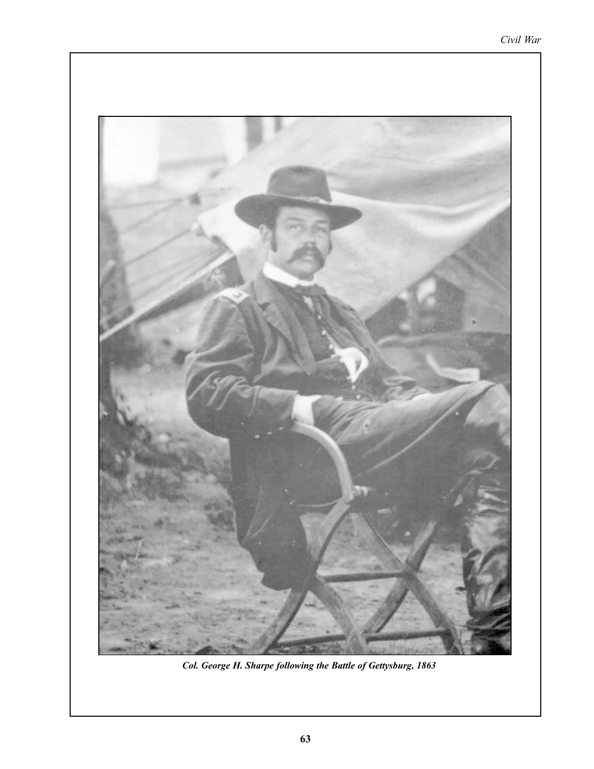*Col. George H. Sharpe following the Battle of Gettysburg, 1863*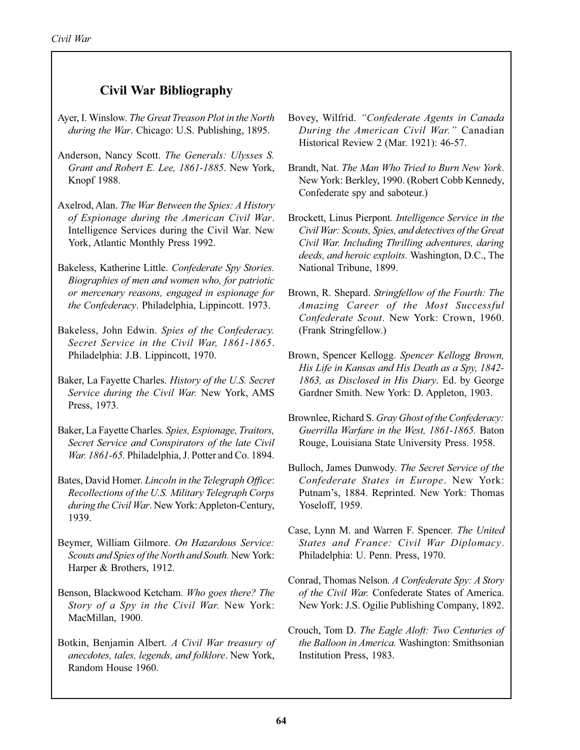## Civil War Bibliography

Ayer, I. Winslow. *The Great Treason Plot in the North during the War*. Chicago: U.S. Publishing, 1895.

Anderson, Nancy Scott. *The Generals: Ulysses S. Grant and Robert E. Lee, 1861-1885*. New York, Knopf 1988.

Axelrod, Alan. *The War Between the Spies: A History of Espionage during the American Civil War*. Intelligence Services during the Civil War. New York, Atlantic Monthly Press 1992.

Bakeless, Katherine Little. *Confederate Spy Stories. Biographies of men and women who, for patriotic or mercenary reasons, engaged in espionage for the Confederacy*. Philadelphia, Lippincott. 1973.

Bakeless, John Edwin. *Spies of the Confederacy. Secret Service in the Civil War, 1861-1865*. Philadelphia: J.B. Lippincott, 1970.

Baker, La Fayette Charles. *History of the U.S. Secret Service during the Civil War.* New York, AMS Press, 1973.

Baker, La Fayette Charles. *Spies, Espionage, Traitors, Secret Service and Conspirators of the late Civil War. 1861-65.* Philadelphia, J. Potter and Co. 1894.

Bates, David Homer. *Lincoln in the Telegraph Office*: *Recollections of the U.S. Military Telegraph Corps during the Civil War*. New York: Appleton-Century, 1939.

Beymer, William Gilmore. *On Hazardous Service: Scouts and Spies of the North and South.* New York: Harper & Brothers, 1912.

Benson, Blackwood Ketcham. *Who goes there? The Story of a Spy in the Civil War.* New York: MacMillan, 1900.

Botkin, Benjamin Albert. *A Civil War treasury of anecdotes, tales, legends, and folklore*. New York, Random House 1960.

Bovey, Wilfrid. *"Confederate Agents in Canada During the American Civil War."* Canadian Historical Review 2 (Mar. 1921): 46-57.

Brandt, Nat. *The Man Who Tried to Burn New York*. New York: Berkley, 1990. (Robert Cobb Kennedy, Confederate spy and saboteur.)

Brockett, Linus Pierpont. *Intelligence Service in the Civil War: Scouts, Spies, and detectives of the Great Civil War. Including Thrilling adventures, daring deeds, and heroic exploits.* Washington, D.C., The National Tribune, 1899.

Brown, R. Shepard. *Stringfellow of the Fourth: The Amazing Career of the Most Successful Confederate Scout*. New York: Crown, 1960. (Frank Stringfellow.)

Brown, Spencer Kellogg. *Spencer Kellogg Brown, His Life in Kansas and His Death as a Spy, 1842-1863, as Disclosed in His Diary*. Ed. by George Gardner Smith. New York: D. Appleton, 1903.

Brownlee, Richard S. *Gray Ghost of the Confederacy: Guerrilla Warfare in the West, 1861-1865.* Baton Rouge, Louisiana State University Press. 1958.

Bulloch, James Dunwody. *The Secret Service of the Confederate States in Europe*. New York: Putnam's, 1884. Reprinted. New York: Thomas Yoseloff, 1959.

Case, Lynn M. and Warren F. Spencer. *The United States and France: Civil War Diplomacy*. Philadelphia: U. Penn. Press, 1970.

Conrad, Thomas Nelson. *A Confederate Spy: A Story of the Civil War.* Confederate States of America. New York: J.S. Ogilie Publishing Company, 1892.

Crouch, Tom D. *The Eagle Aloft: Two Centuries of the Balloon in America.* Washington: Smithsonian Institution Press, 1983.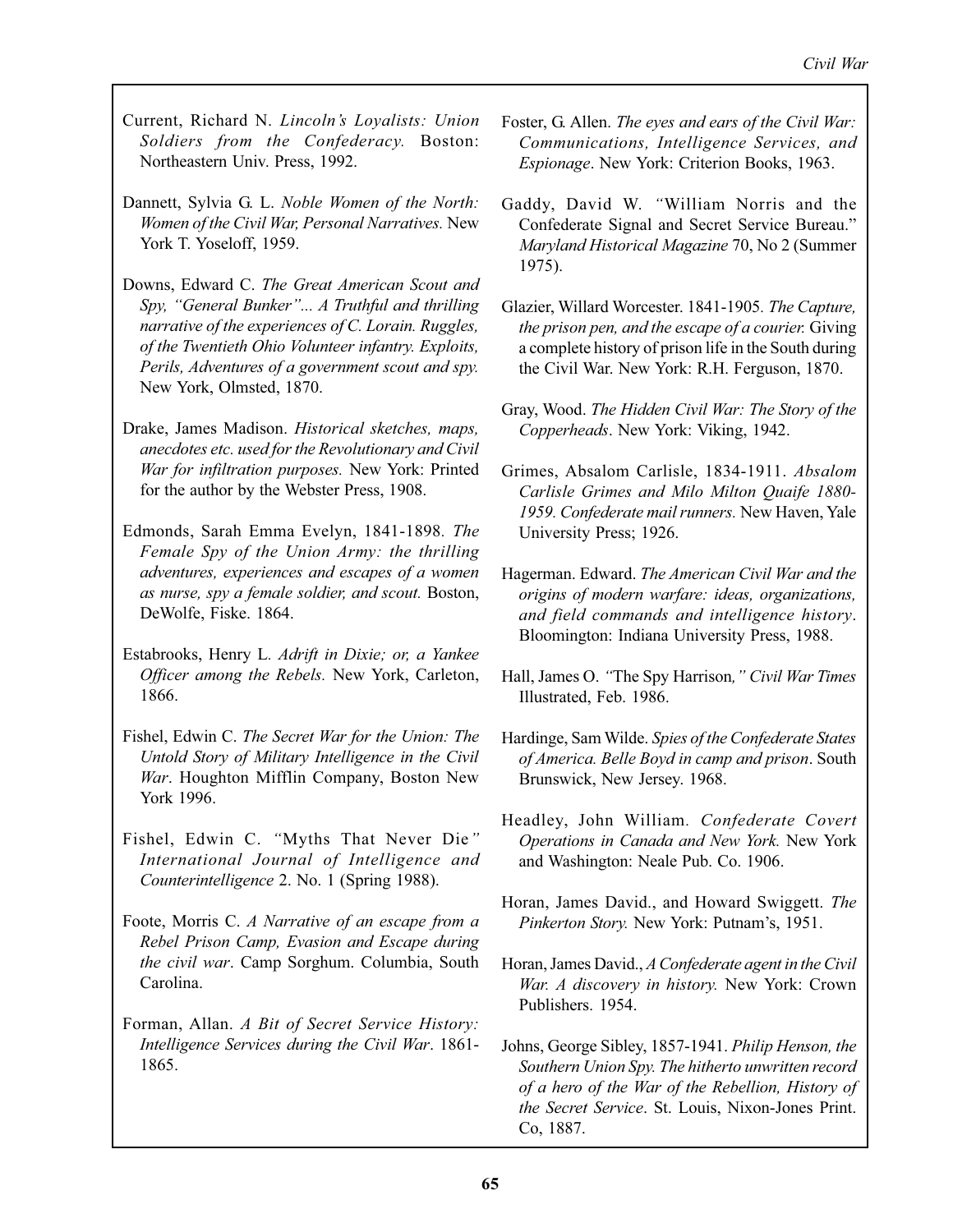Current, Richard N. *Lincoln's Loyalists: Union Soldiers from the Confederacy.* Boston: Northeastern Univ. Press, 1992.

Dannett, Sylvia G. L. *Noble Women of the North: Women of the Civil War, Personal Narratives.* New York T. Yoseloff, 1959.

Downs, Edward C. *The Great American Scout and Spy, "General Bunker"... A Truthful and thrilling narrative of the experiences of C. Lorain. Ruggles, of the Twentieth Ohio Volunteer infantry. Exploits, Perils, Adventures of a government scout and spy.* New York, Olmsted, 1870.

Drake, James Madison. *Historical sketches, maps, anecdotes etc. used for the Revolutionary and Civil War for infiltration purposes.* New York: Printed for the author by the Webster Press, 1908.

Edmonds, Sarah Emma Evelyn, 1841-1898. *The Female Spy of the Union Army: the thrilling adventures, experiences and escapes of a women as nurse, spy a female soldier, and scout.* Boston, DeWolfe, Fiske. 1864.

Estabrooks, Henry L. *Adrift in Dixie; or, a Yankee Officer among the Rebels.* New York, Carleton, 1866.

Fishel, Edwin C. *The Secret War for the Union: The Untold Story of Military Intelligence in the Civil War*. Houghton Mifflin Company, Boston New York 1996.

Fishel, Edwin C. "Myths That Never Die" *International Journal of Intelligence and Counterintelligence* 2. No. 1 (Spring 1988).

Foote, Morris C. *A Narrative of an escape from a Rebel Prison Camp, Evasion and Escape during the civil war*. Camp Sorghum. Columbia, South Carolina.

Forman, Allan. *A Bit of Secret Service History: Intelligence Services during the Civil War*. 1861-1865.

Foster, G. Allen. *The eyes and ears of the Civil War: Communications, Intelligence Services, and Espionage*. New York: Criterion Books, 1963.

Gaddy, David W. "William Norris and the Confederate Signal and Secret Service Bureau." *Maryland Historical Magazine* 70, No 2 (Summer 1975).

Glazier, Willard Worcester. 1841-1905. *The Capture, the prison pen, and the escape of a courier.* Giving a complete history of prison life in the South during the Civil War. New York: R.H. Ferguson, 1870.

Gray, Wood. *The Hidden Civil War: The Story of the Copperheads*. New York: Viking, 1942.

Grimes, Absalom Carlisle, 1834-1911. *Absalom Carlisle Grimes and Milo Milton Quaife 1880-1959. Confederate mail runners.* New Haven, Yale University Press; 1926.

Hagerman. Edward. *The American Civil War and the origins of modern warfare: ideas, organizations, and field commands and intelligence history*. Bloomington: Indiana University Press, 1988.

Hall, James O. "The Spy Harrison," *Civil War Times* Illustrated, Feb. 1986.

Hardinge, Sam Wilde. *Spies of the Confederate States of America. Belle Boyd in camp and prison*. South Brunswick, New Jersey. 1968.

Headley, John William. *Confederate Covert Operations in Canada and New York.* New York and Washington: Neale Pub. Co. 1906.

Horan, James David., and Howard Swiggett. *The Pinkerton Story.* New York: Putnam's, 1951.

Horan, James David., *A Confederate agent in the Civil War. A discovery in history.* New York: Crown Publishers. 1954.

Johns, George Sibley, 1857-1941. *Philip Henson, the Southern Union Spy. The hitherto unwritten record of a hero of the War of the Rebellion, History of the Secret Service*. St. Louis, Nixon-Jones Print. Co, 1887.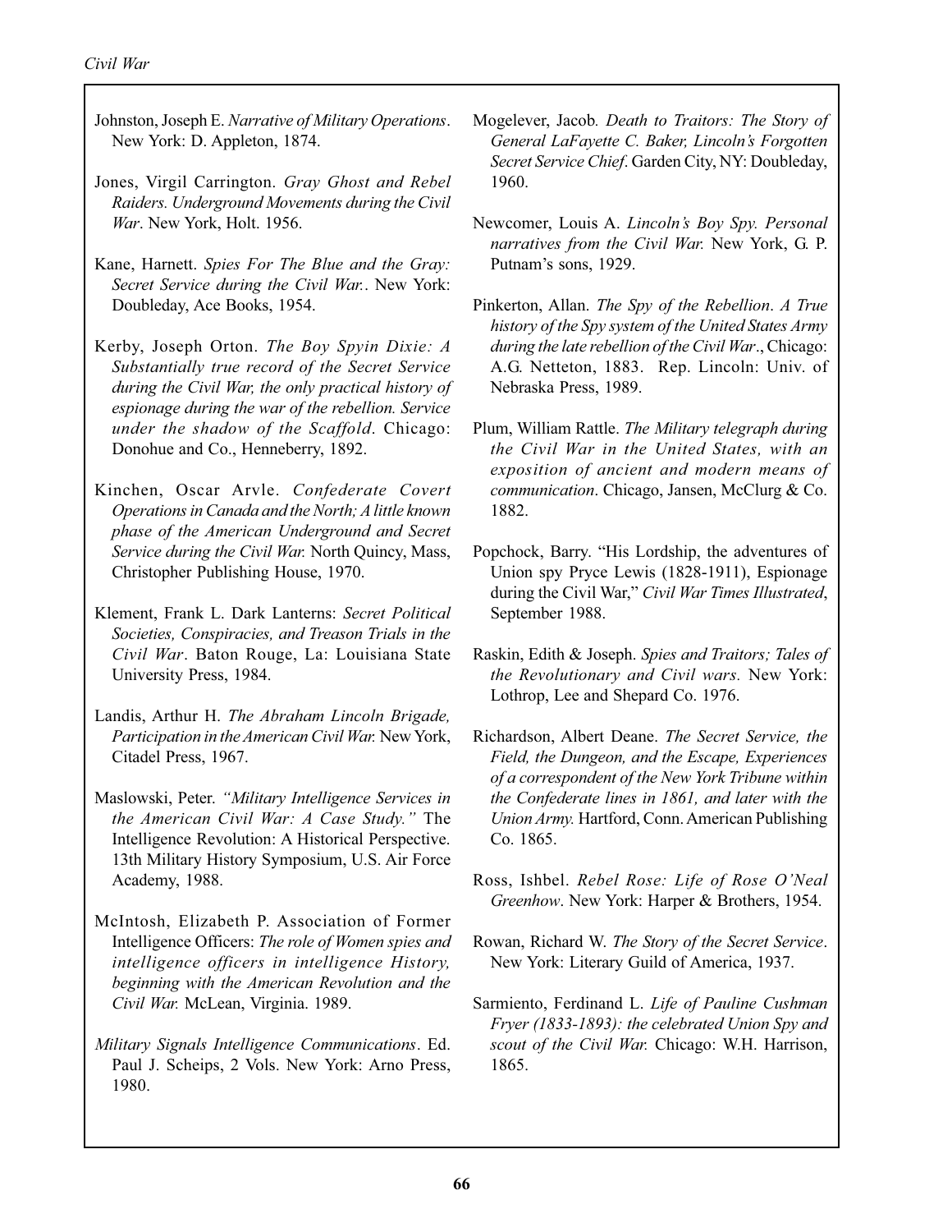Johnston, Joseph E. *Narrative of Military Operations*. New York: D. Appleton, 1874.

Jones, Virgil Carrington. *Gray Ghost and Rebel Raiders. Underground Movements during the Civil War*. New York, Holt. 1956.

Kane, Harnett. *Spies For The Blue and the Gray: Secret Service during the Civil War.*. New York: Doubleday, Ace Books, 1954.

Kerby, Joseph Orton. *The Boy Spyin Dixie: A Substantially true record of the Secret Service during the Civil War, the only practical history of espionage during the war of the rebellion. Service under the shadow of the Scaffold*. Chicago: Donohue and Co., Henneberry, 1892.

Kinchen, Oscar Arvle. *Confederate Covert Operations in Canada and the North; A little known phase of the American Underground and Secret Service during the Civil War.* North Quincy, Mass, Christopher Publishing House, 1970.

Klement, Frank L. Dark Lanterns: *Secret Political Societies, Conspiracies, and Treason Trials in the Civil War*. Baton Rouge, La: Louisiana State University Press, 1984.

Landis, Arthur H. *The Abraham Lincoln Brigade, Participation in the American Civil War.* New York, Citadel Press, 1967.

Maslowski, Peter. *"Military Intelligence Services in the American Civil War: A Case Study."* The Intelligence Revolution: A Historical Perspective. 13th Military History Symposium, U.S. Air Force Academy, 1988.

McIntosh, Elizabeth P. Association of Former Intelligence Officers: *The role of Women spies and intelligence officers in intelligence History, beginning with the American Revolution and the Civil War.* McLean, Virginia. 1989.

*Military Signals Intelligence Communications*. Ed. Paul J. Scheips, 2 Vols. New York: Arno Press, 1980.

Mogelever, Jacob. *Death to Traitors: The Story of General LaFayette C. Baker, Lincoln's Forgotten Secret Service Chief*. Garden City, NY: Doubleday, 1960.

Newcomer, Louis A. *Lincoln's Boy Spy. Personal narratives from the Civil War.* New York, G. P. Putnam's sons, 1929.

Pinkerton, Allan. *The Spy of the Rebellion*. *A True history of the Spy system of the United States Army during the late rebellion of the Civil War*., Chicago: A.G. Netteton, 1883. Rep. Lincoln: Univ. of Nebraska Press, 1989.

Plum, William Rattle. *The Military telegraph during the Civil War in the United States, with an exposition of ancient and modern means of communication*. Chicago, Jansen, McClurg & Co. 1882.

Popchock, Barry. "His Lordship, the adventures of Union spy Pryce Lewis (1828-1911), Espionage during the Civil War," *Civil War Times Illustrated*, September 1988.

Raskin, Edith & Joseph. *Spies and Traitors; Tales of the Revolutionary and Civil wars.* New York: Lothrop, Lee and Shepard Co. 1976.

Richardson, Albert Deane. *The Secret Service, the Field, the Dungeon, and the Escape, Experiences of a correspondent of the New York Tribune within the Confederate lines in 1861, and later with the Union Army.* Hartford, Conn. American Publishing Co. 1865.

Ross, Ishbel. *Rebel Rose: Life of Rose O'Neal Greenhow*. New York: Harper & Brothers, 1954.

Rowan, Richard W. *The Story of the Secret Service*. New York: Literary Guild of America, 1937.

Sarmiento, Ferdinand L. *Life of Pauline Cushman Fryer (1833-1893): the celebrated Union Spy and scout of the Civil War.* Chicago: W.H. Harrison, 1865.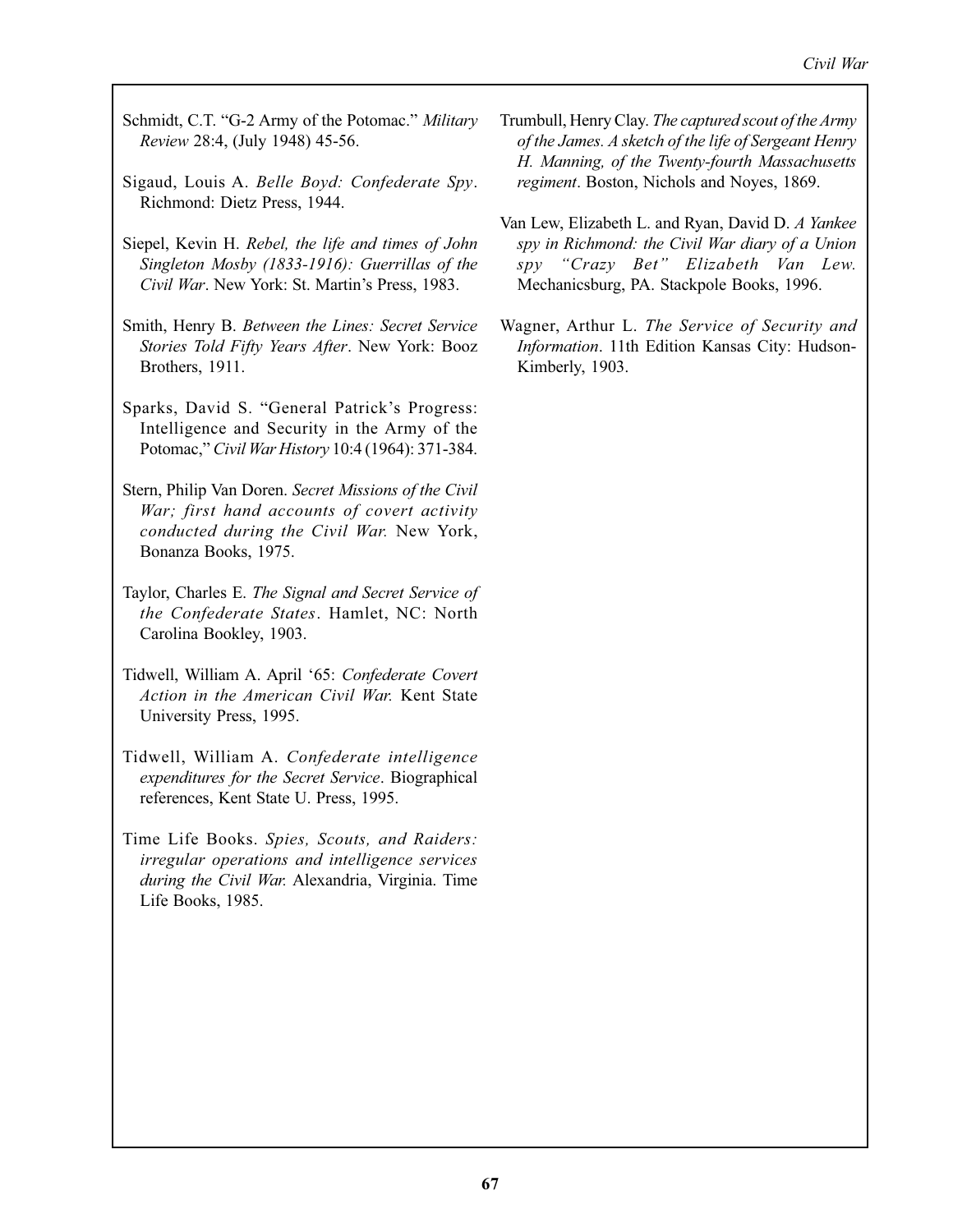Schmidt, C.T. "G-2 Army of the Potomac." *Military Review* 28:4, (July 1948) 45-56.

Sigaud, Louis A. *Belle Boyd: Confederate Spy*. Richmond: Dietz Press, 1944.

Siepel, Kevin H. *Rebel, the life and times of John Singleton Mosby (1833-1916): Guerrillas of the Civil War*. New York: St. Martin's Press, 1983.

Smith, Henry B. *Between the Lines: Secret Service Stories Told Fifty Years After*. New York: Booz Brothers, 1911.

Sparks, David S. "General Patrick's Progress: Intelligence and Security in the Army of the Potomac," *Civil War History* 10:4 (1964): 371-384.

Stern, Philip Van Doren. *Secret Missions of the Civil War; first hand accounts of covert activity conducted during the Civil War.* New York, Bonanza Books, 1975.

Taylor, Charles E. *The Signal and Secret Service of the Confederate States*. Hamlet, NC: North Carolina Bookley, 1903.

Tidwell, William A. April '65: *Confederate Covert Action in the American Civil War.* Kent State University Press, 1995.

Tidwell, William A. *Confederate intelligence expenditures for the Secret Service*. Biographical references, Kent State U. Press, 1995.

Time Life Books. *Spies, Scouts, and Raiders: irregular operations and intelligence services during the Civil War.* Alexandria, Virginia. Time Life Books, 1985.

Trumbull, Henry Clay. *The captured scout of the Army of the James. A sketch of the life of Sergeant Henry H. Manning, of the Twenty-fourth Massachusetts regiment*. Boston, Nichols and Noyes, 1869.

Van Lew, Elizabeth L. and Ryan, David D. *A Yankee spy in Richmond: the Civil War diary of a Union spy "Crazy Bet" Elizabeth Van Lew.* Mechanicsburg, PA. Stackpole Books, 1996.

Wagner, Arthur L. *The Service of Security and Information*. 11th Edition Kansas City: Hudson-Kimberly, 1903.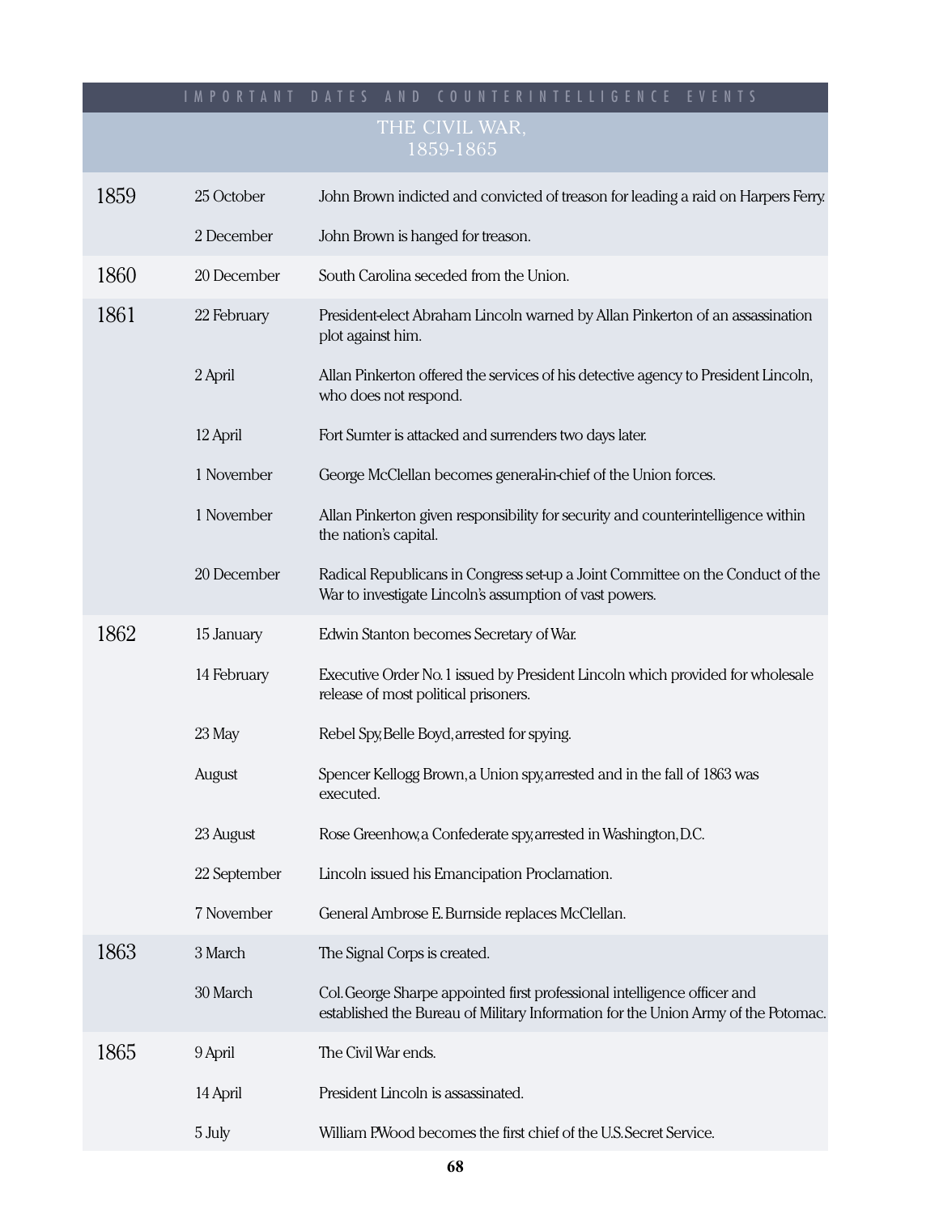# IMPORTANT DATES AND COUNTERINTELLIGENCE EVENTS

## THE CIVIL WAR, 1859-1865

| | | |
|---|---|---|
| 1859 | 25 October | John Brown indicted and convicted of treason for leading a raid on Harpers Ferry. |
| | 2 December | John Brown is hanged for treason. |
| 1860 | 20 December | South Carolina seceded from the Union. |
| 1861 | 22 February | President-elect Abraham Lincoln warned by Allan Pinkerton of an assassination plot against him. |
| | 2 April | Allan Pinkerton offered the services of his detective agency to President Lincoln, who does not respond. |
| | 12 April | Fort Sumter is attacked and surrenders two days later. |
| | 1 November | George McClellan becomes general-in-chief of the Union forces. |
| | 1 November | Allan Pinkerton given responsibility for security and counterintelligence within the nation's capital. |
| | 20 December | Radical Republicans in Congress set-up a Joint Committee on the Conduct of the War to investigate Lincoln's assumption of vast powers. |
| 1862 | 15 January | Edwin Stanton becomes Secretary of War. |
| | 14 February | Executive Order No. 1 issued by President Lincoln which provided for wholesale release of most political prisoners. |
| | 23 May | Rebel Spy, Belle Boyd, arrested for spying. |
| | August | Spencer Kellogg Brown, a Union spy, arrested and in the fall of 1863 was executed. |
| | 23 August | Rose Greenhow, a Confederate spy, arrested in Washington, D.C. |
| | 22 September | Lincoln issued his Emancipation Proclamation. |
| | 7 November | General Ambrose E. Burnside replaces McClellan. |
| 1863 | 3 March | The Signal Corps is created. |
| | 30 March | Col. George Sharpe appointed first professional intelligence officer and established the Bureau of Military Information for the Union Army of the Potomac. |
| 1865 | 9 April | The Civil War ends. |
| | 14 April | President Lincoln is assassinated. |
| | 5 July | William P. Wood becomes the first chief of the U.S. Secret Service. |